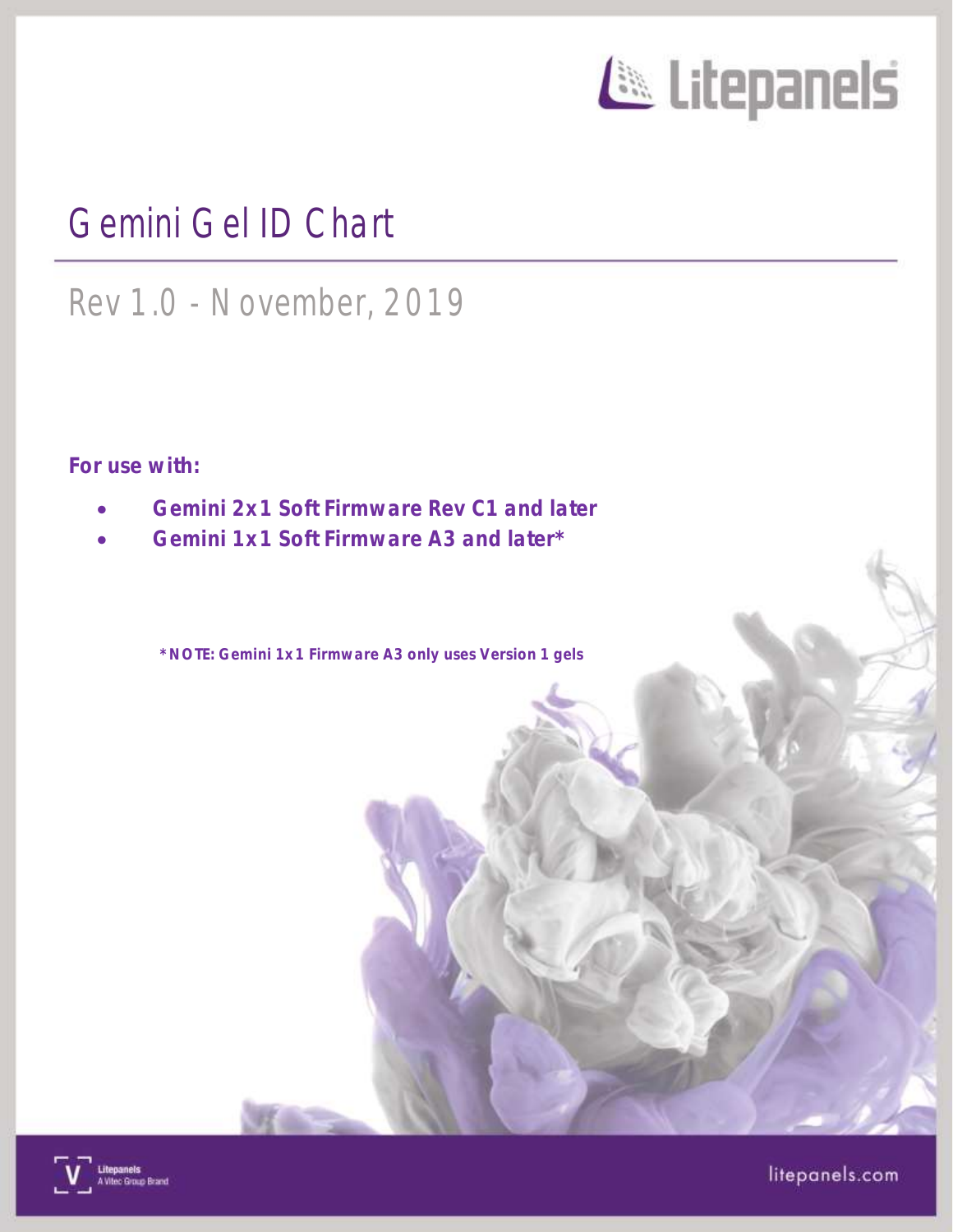# Gemini Gel ID Chart

## Rev 1.0 - November, 2019

**For use with:**

- **Gemini 2x1 Soft Firmware Rev C1 and later**
- **Gemini 1x1 Soft Firmware A3 and later***

***NOTE: Gemini 1x1 Firmware A3 only uses Version 1 gels**

Litepanels
A Vitec Group Brand

litepanels.com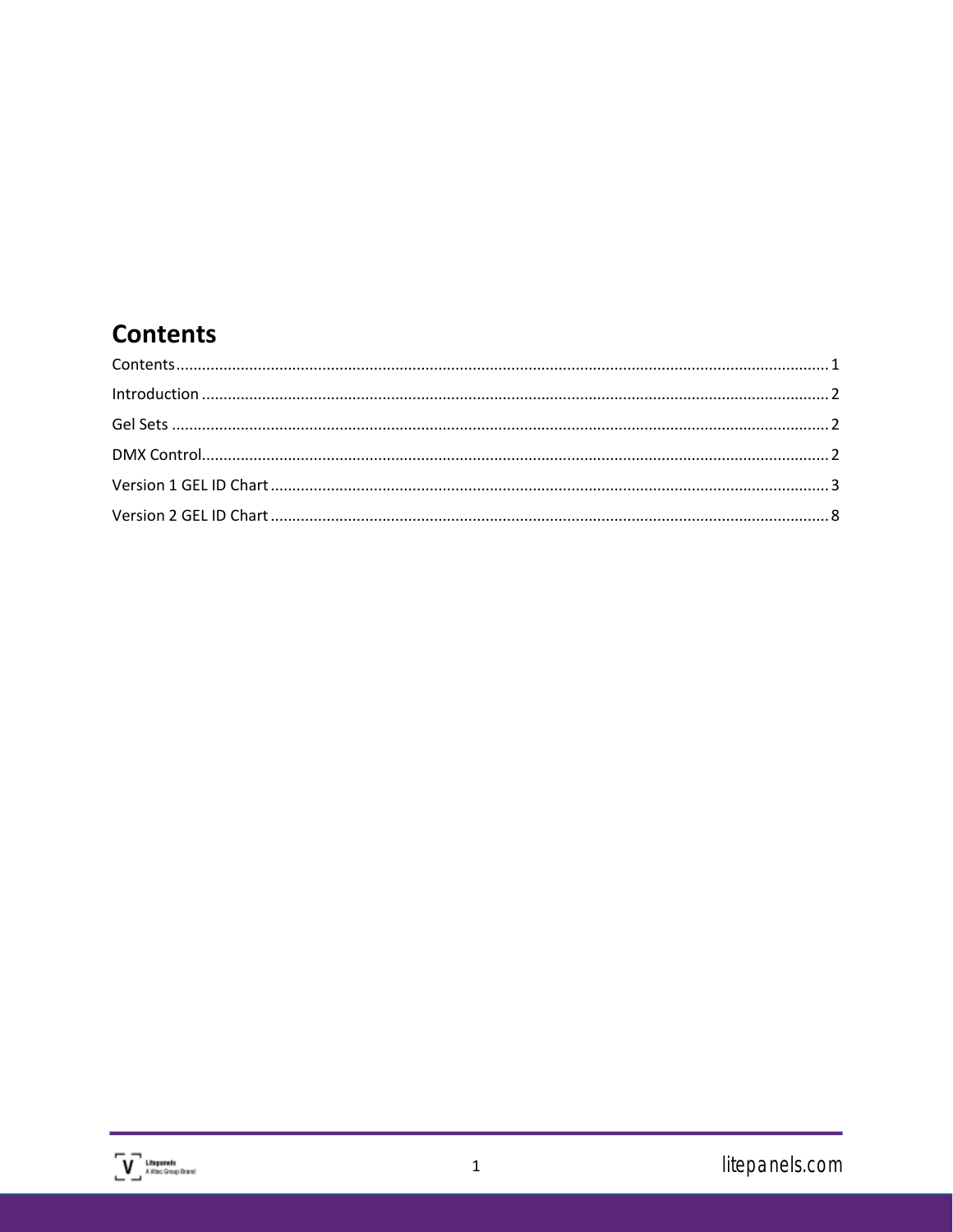## Contents

Contents ........................................................................................................................................ 1

Introduction ................................................................................................................................... 2

Gel Sets .......................................................................................................................................... 2

DMX Control .................................................................................................................................. 2

Version 1 GEL ID Chart ................................................................................................................. 3

Version 2 GEL ID Chart ................................................................................................................. 8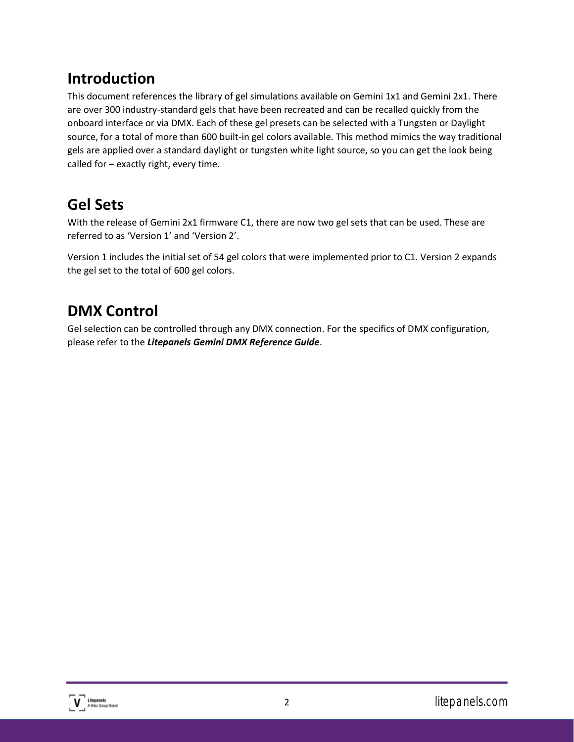## Introduction

This document references the library of gel simulations available on Gemini 1x1 and Gemini 2x1. There are over 300 industry-standard gels that have been recreated and can be recalled quickly from the onboard interface or via DMX. Each of these gel presets can be selected with a Tungsten or Daylight source, for a total of more than 600 built-in gel colors available. This method mimics the way traditional gels are applied over a standard daylight or tungsten white light source, so you can get the look being called for – exactly right, every time.

## Gel Sets

With the release of Gemini 2x1 firmware C1, there are now two gel sets that can be used. These are referred to as 'Version 1' and 'Version 2'.

Version 1 includes the initial set of 54 gel colors that were implemented prior to C1. Version 2 expands the gel set to the total of 600 gel colors.

## DMX Control

Gel selection can be controlled through any DMX connection. For the specifics of DMX configuration, please refer to the ***Litepanels Gemini DMX Reference Guide***.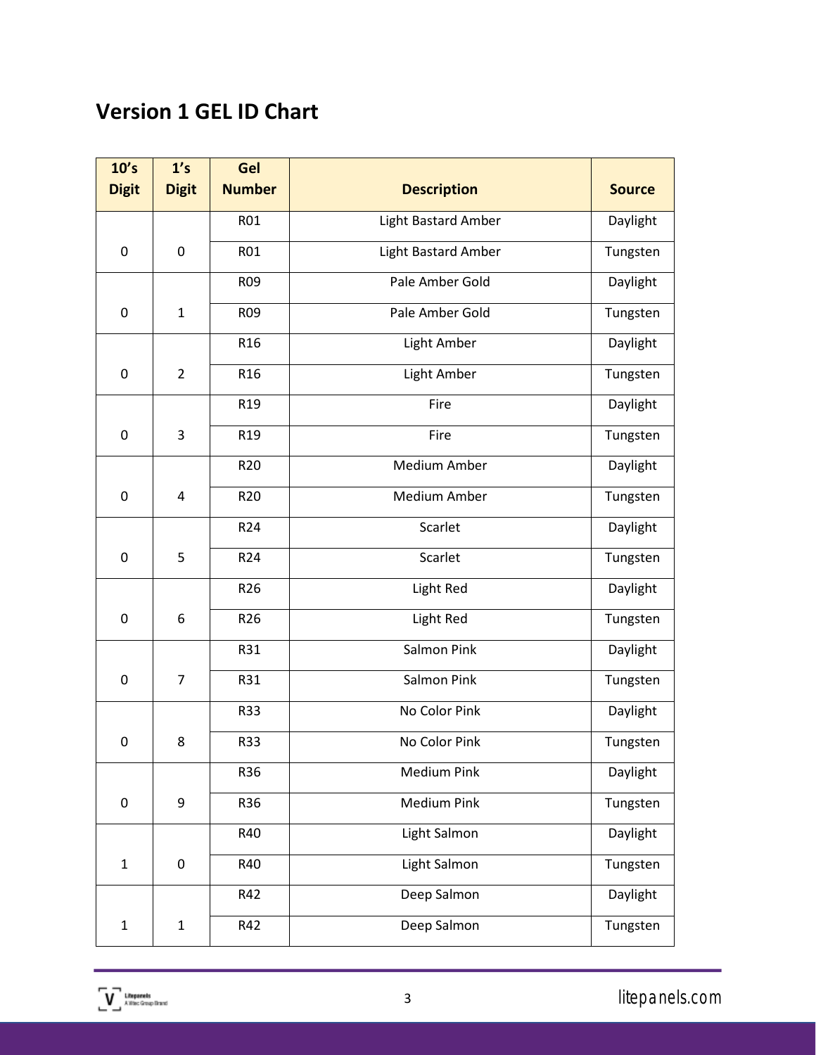## Version 1 GEL ID Chart

| 10's Digit | 1's Digit | Gel Number | Description | Source |
|---|---|---|---|---|
| 0 | 0 | R01 | Light Bastard Amber | Daylight |
| | | R01 | Light Bastard Amber | Tungsten |
| 0 | 1 | R09 | Pale Amber Gold | Daylight |
| | | R09 | Pale Amber Gold | Tungsten |
| 0 | 2 | R16 | Light Amber | Daylight |
| | | R16 | Light Amber | Tungsten |
| 0 | 3 | R19 | Fire | Daylight |
| | | R19 | Fire | Tungsten |
| 0 | 4 | R20 | Medium Amber | Daylight |
| | | R20 | Medium Amber | Tungsten |
| 0 | 5 | R24 | Scarlet | Daylight |
| | | R24 | Scarlet | Tungsten |
| 0 | 6 | R26 | Light Red | Daylight |
| | | R26 | Light Red | Tungsten |
| 0 | 7 | R31 | Salmon Pink | Daylight |
| | | R31 | Salmon Pink | Tungsten |
| 0 | 8 | R33 | No Color Pink | Daylight |
| | | R33 | No Color Pink | Tungsten |
| 0 | 9 | R36 | Medium Pink | Daylight |
| | | R36 | Medium Pink | Tungsten |
| 1 | 0 | R40 | Light Salmon | Daylight |
| | | R40 | Light Salmon | Tungsten |
| 1 | 1 | R42 | Deep Salmon | Daylight |
| | | R42 | Deep Salmon | Tungsten |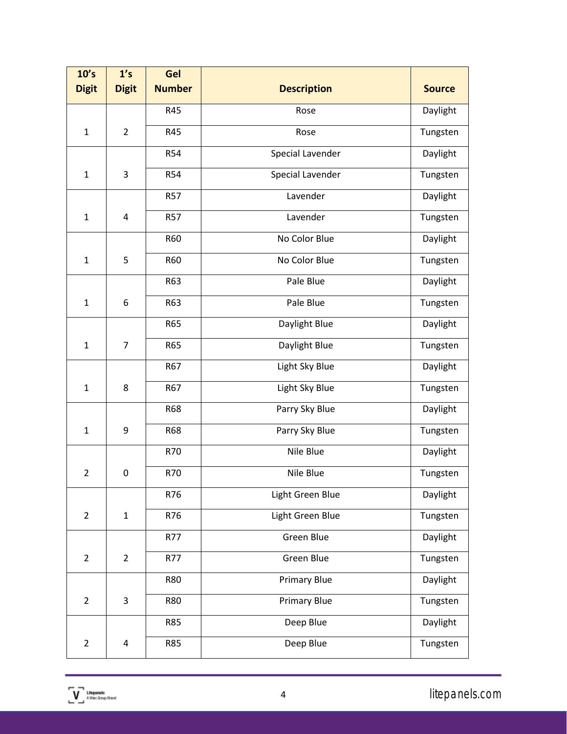| 10's Digit | 1's Digit | Gel Number | Description | Source |
|---|---|---|---|---|
| 1 | 2 | R45 | Rose | Daylight |
| | | R45 | Rose | Tungsten |
| 1 | 3 | R54 | Special Lavender | Daylight |
| | | R54 | Special Lavender | Tungsten |
| 1 | 4 | R57 | Lavender | Daylight |
| | | R57 | Lavender | Tungsten |
| 1 | 5 | R60 | No Color Blue | Daylight |
| | | R60 | No Color Blue | Tungsten |
| 1 | 6 | R63 | Pale Blue | Daylight |
| | | R63 | Pale Blue | Tungsten |
| 1 | 7 | R65 | Daylight Blue | Daylight |
| | | R65 | Daylight Blue | Tungsten |
| 1 | 8 | R67 | Light Sky Blue | Daylight |
| | | R67 | Light Sky Blue | Tungsten |
| 1 | 9 | R68 | Parry Sky Blue | Daylight |
| | | R68 | Parry Sky Blue | Tungsten |
| 2 | 0 | R70 | Nile Blue | Daylight |
| | | R70 | Nile Blue | Tungsten |
| 2 | 1 | R76 | Light Green Blue | Daylight |
| | | R76 | Light Green Blue | Tungsten |
| 2 | 2 | R77 | Green Blue | Daylight |
| | | R77 | Green Blue | Tungsten |
| 2 | 3 | R80 | Primary Blue | Daylight |
| | | R80 | Primary Blue | Tungsten |
| 2 | 4 | R85 | Deep Blue | Daylight |
| | | R85 | Deep Blue | Tungsten |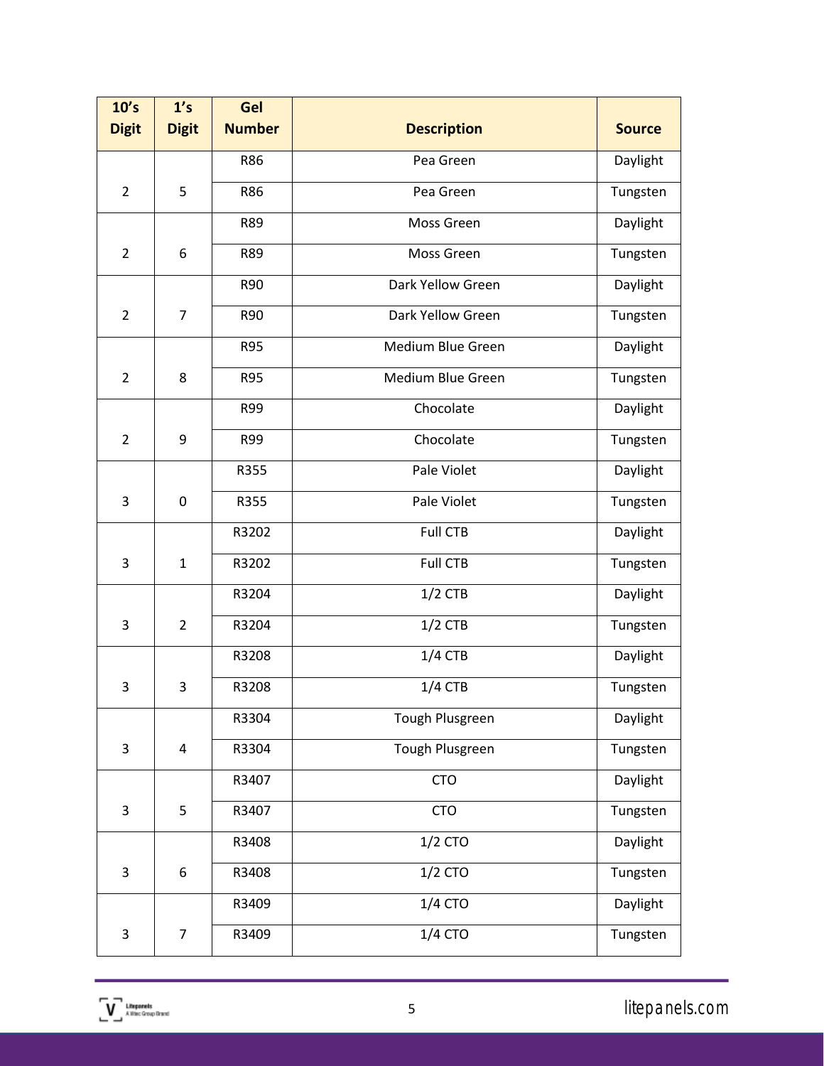| 10's Digit | 1's Digit | Gel Number | Description | Source |
|---|---|---|---|---|
| 2 | 5 | R86 | Pea Green | Daylight |
| | | R86 | Pea Green | Tungsten |
| 2 | 6 | R89 | Moss Green | Daylight |
| | | R89 | Moss Green | Tungsten |
| 2 | 7 | R90 | Dark Yellow Green | Daylight |
| | | R90 | Dark Yellow Green | Tungsten |
| 2 | 8 | R95 | Medium Blue Green | Daylight |
| | | R95 | Medium Blue Green | Tungsten |
| 2 | 9 | R99 | Chocolate | Daylight |
| | | R99 | Chocolate | Tungsten |
| 3 | 0 | R355 | Pale Violet | Daylight |
| | | R355 | Pale Violet | Tungsten |
| 3 | 1 | R3202 | Full CTB | Daylight |
| | | R3202 | Full CTB | Tungsten |
| 3 | 2 | R3204 | 1/2 CTB | Daylight |
| | | R3204 | 1/2 CTB | Tungsten |
| 3 | 3 | R3208 | 1/4 CTB | Daylight |
| | | R3208 | 1/4 CTB | Tungsten |
| 3 | 4 | R3304 | Tough Plusgreen | Daylight |
| | | R3304 | Tough Plusgreen | Tungsten |
| 3 | 5 | R3407 | CTO | Daylight |
| | | R3407 | CTO | Tungsten |
| 3 | 6 | R3408 | 1/2 CTO | Daylight |
| | | R3408 | 1/2 CTO | Tungsten |
| 3 | 7 | R3409 | 1/4 CTO | Daylight |
| | | R3409 | 1/4 CTO | Tungsten |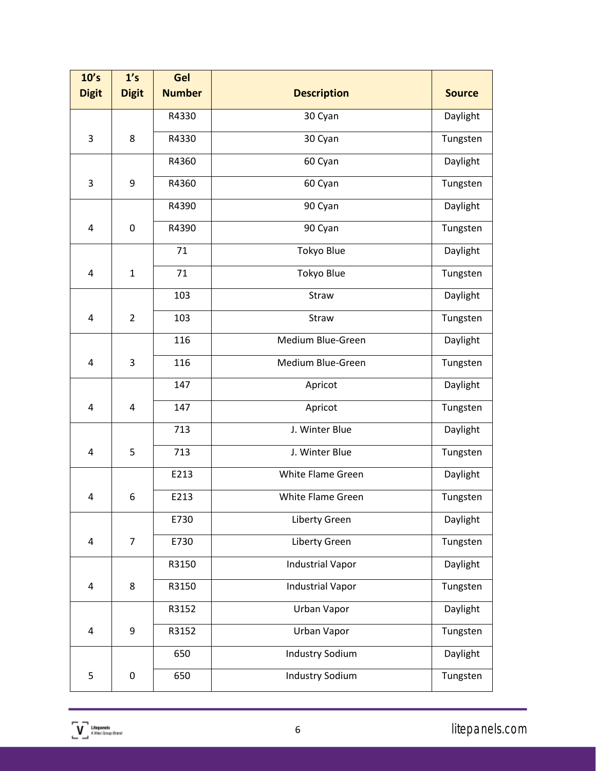| 10's Digit | 1's Digit | Gel Number | Description | Source |
|---|---|---|---|---|
| 3 | 8 | R4330 | 30 Cyan | Daylight |
| | | R4330 | 30 Cyan | Tungsten |
| 3 | 9 | R4360 | 60 Cyan | Daylight |
| | | R4360 | 60 Cyan | Tungsten |
| 4 | 0 | R4390 | 90 Cyan | Daylight |
| | | R4390 | 90 Cyan | Tungsten |
| 4 | 1 | 71 | Tokyo Blue | Daylight |
| | | 71 | Tokyo Blue | Tungsten |
| 4 | 2 | 103 | Straw | Daylight |
| | | 103 | Straw | Tungsten |
| 4 | 3 | 116 | Medium Blue-Green | Daylight |
| | | 116 | Medium Blue-Green | Tungsten |
| 4 | 4 | 147 | Apricot | Daylight |
| | | 147 | Apricot | Tungsten |
| 4 | 5 | 713 | J. Winter Blue | Daylight |
| | | 713 | J. Winter Blue | Tungsten |
| 4 | 6 | E213 | White Flame Green | Daylight |
| | | E213 | White Flame Green | Tungsten |
| 4 | 7 | E730 | Liberty Green | Daylight |
| | | E730 | Liberty Green | Tungsten |
| 4 | 8 | R3150 | Industrial Vapor | Daylight |
| | | R3150 | Industrial Vapor | Tungsten |
| 4 | 9 | R3152 | Urban Vapor | Daylight |
| | | R3152 | Urban Vapor | Tungsten |
| 5 | 0 | 650 | Industry Sodium | Daylight |
| | | 650 | Industry Sodium | Tungsten |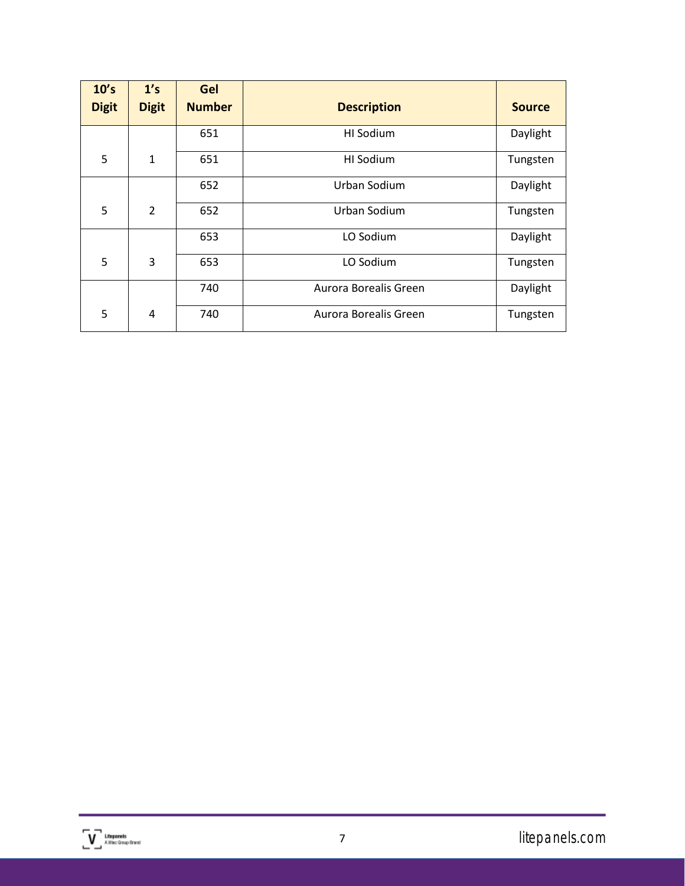| 10's Digit | 1's Digit | Gel Number | Description | Source |
|---|---|---|---|---|
| 5 | 1 | 651 | HI Sodium | Daylight |
| | | 651 | HI Sodium | Tungsten |
| 5 | 2 | 652 | Urban Sodium | Daylight |
| | | 652 | Urban Sodium | Tungsten |
| 5 | 3 | 653 | LO Sodium | Daylight |
| | | 653 | LO Sodium | Tungsten |
| 5 | 4 | 740 | Aurora Borealis Green | Daylight |
| | | 740 | Aurora Borealis Green | Tungsten |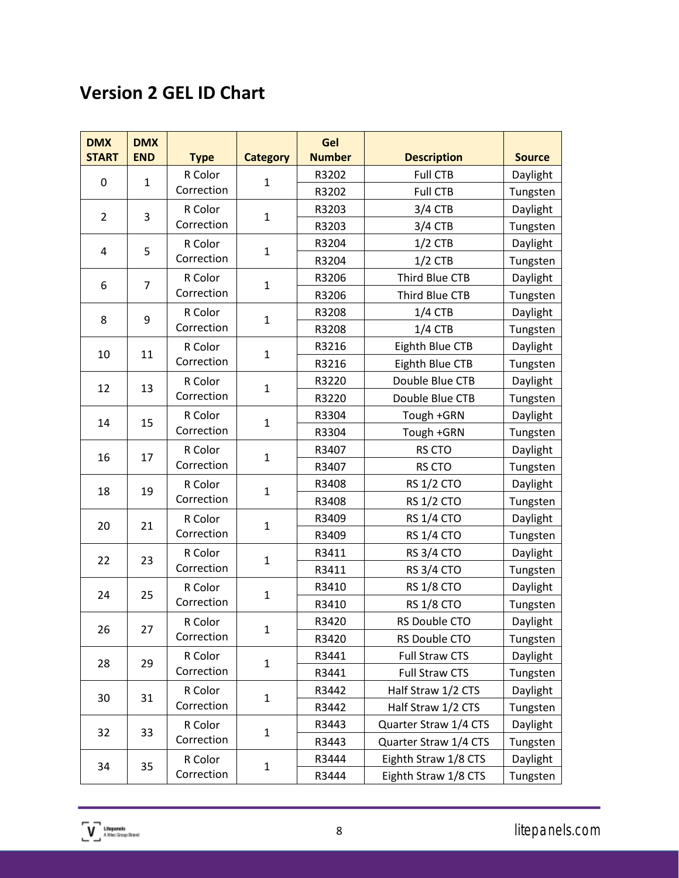## Version 2 GEL ID Chart

| DMX START | DMX END | Type | Category | Gel Number | Description | Source |
|---|---|---|---|---|---|---|
| 0 | 1 | R Color Correction | 1 | R3202 | Full CTB | Daylight |
| | | | | R3202 | Full CTB | Tungsten |
| 2 | 3 | R Color Correction | 1 | R3203 | 3/4 CTB | Daylight |
| | | | | R3203 | 3/4 CTB | Tungsten |
| 4 | 5 | R Color Correction | 1 | R3204 | 1/2 CTB | Daylight |
| | | | | R3204 | 1/2 CTB | Tungsten |
| 6 | 7 | R Color Correction | 1 | R3206 | Third Blue CTB | Daylight |
| | | | | R3206 | Third Blue CTB | Tungsten |
| 8 | 9 | R Color Correction | 1 | R3208 | 1/4 CTB | Daylight |
| | | | | R3208 | 1/4 CTB | Tungsten |
| 10 | 11 | R Color Correction | 1 | R3216 | Eighth Blue CTB | Daylight |
| | | | | R3216 | Eighth Blue CTB | Tungsten |
| 12 | 13 | R Color Correction | 1 | R3220 | Double Blue CTB | Daylight |
| | | | | R3220 | Double Blue CTB | Tungsten |
| 14 | 15 | R Color Correction | 1 | R3304 | Tough +GRN | Daylight |
| | | | | R3304 | Tough +GRN | Tungsten |
| 16 | 17 | R Color Correction | 1 | R3407 | RS CTO | Daylight |
| | | | | R3407 | RS CTO | Tungsten |
| 18 | 19 | R Color Correction | 1 | R3408 | RS 1/2 CTO | Daylight |
| | | | | R3408 | RS 1/2 CTO | Tungsten |
| 20 | 21 | R Color Correction | 1 | R3409 | RS 1/4 CTO | Daylight |
| | | | | R3409 | RS 1/4 CTO | Tungsten |
| 22 | 23 | R Color Correction | 1 | R3411 | RS 3/4 CTO | Daylight |
| | | | | R3411 | RS 3/4 CTO | Tungsten |
| 24 | 25 | R Color Correction | 1 | R3410 | RS 1/8 CTO | Daylight |
| | | | | R3410 | RS 1/8 CTO | Tungsten |
| 26 | 27 | R Color Correction | 1 | R3420 | RS Double CTO | Daylight |
| | | | | R3420 | RS Double CTO | Tungsten |
| 28 | 29 | R Color Correction | 1 | R3441 | Full Straw CTS | Daylight |
| | | | | R3441 | Full Straw CTS | Tungsten |
| 30 | 31 | R Color Correction | 1 | R3442 | Half Straw 1/2 CTS | Daylight |
| | | | | R3442 | Half Straw 1/2 CTS | Tungsten |
| 32 | 33 | R Color Correction | 1 | R3443 | Quarter Straw 1/4 CTS | Daylight |
| | | | | R3443 | Quarter Straw 1/4 CTS | Tungsten |
| 34 | 35 | R Color Correction | 1 | R3444 | Eighth Straw 1/8 CTS | Daylight |
| | | | | R3444 | Eighth Straw 1/8 CTS | Tungsten |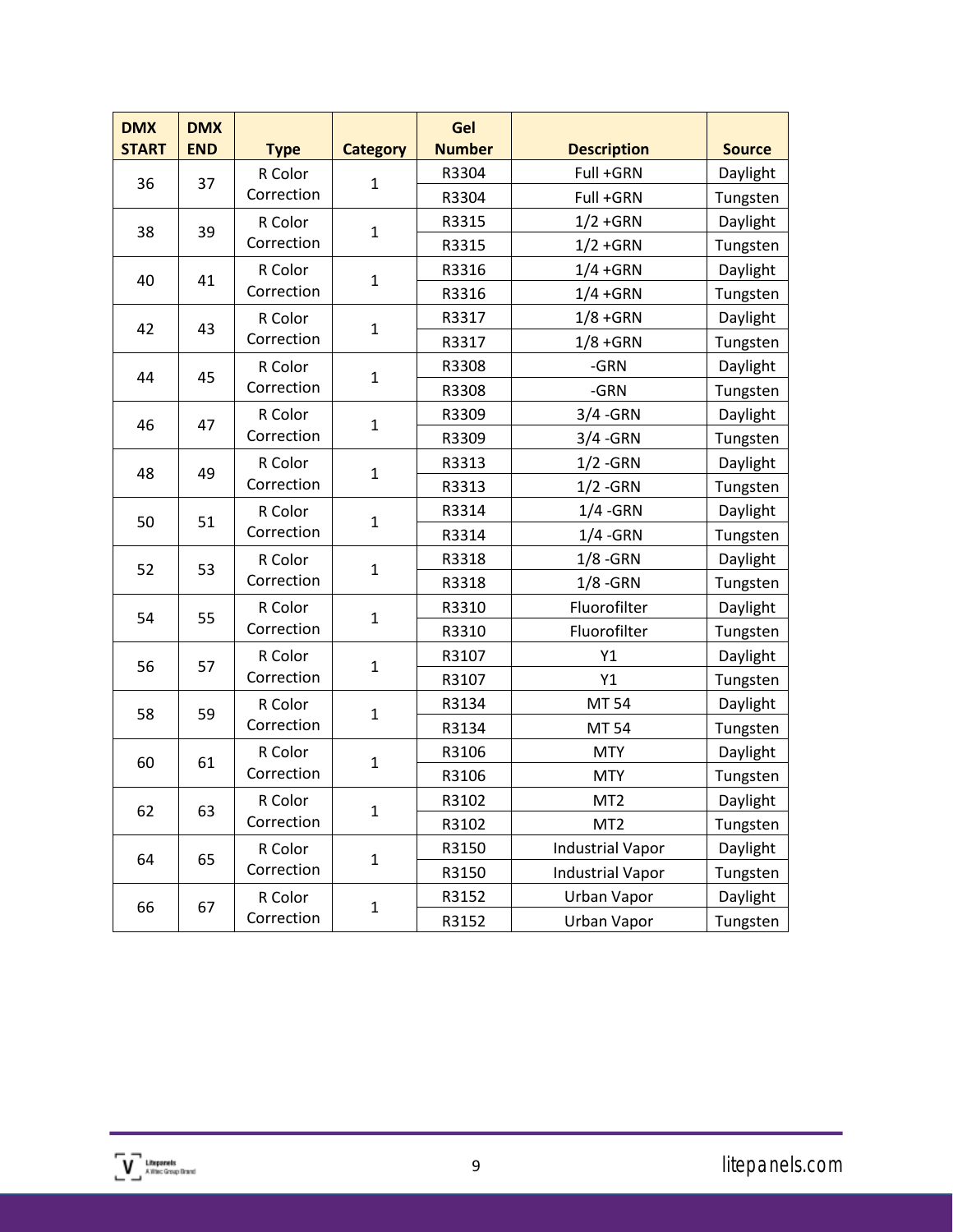| DMX START | DMX END | Type | Category | Gel Number | Description | Source |
|---|---|---|---|---|---|---|
| 36 | 37 | R Color Correction | 1 | R3304 | Full +GRN | Daylight |
| | | | | R3304 | Full +GRN | Tungsten |
| 38 | 39 | R Color Correction | 1 | R3315 | 1/2 +GRN | Daylight |
| | | | | R3315 | 1/2 +GRN | Tungsten |
| 40 | 41 | R Color Correction | 1 | R3316 | 1/4 +GRN | Daylight |
| | | | | R3316 | 1/4 +GRN | Tungsten |
| 42 | 43 | R Color Correction | 1 | R3317 | 1/8 +GRN | Daylight |
| | | | | R3317 | 1/8 +GRN | Tungsten |
| 44 | 45 | R Color Correction | 1 | R3308 | -GRN | Daylight |
| | | | | R3308 | -GRN | Tungsten |
| 46 | 47 | R Color Correction | 1 | R3309 | 3/4 -GRN | Daylight |
| | | | | R3309 | 3/4 -GRN | Tungsten |
| 48 | 49 | R Color Correction | 1 | R3313 | 1/2 -GRN | Daylight |
| | | | | R3313 | 1/2 -GRN | Tungsten |
| 50 | 51 | R Color Correction | 1 | R3314 | 1/4 -GRN | Daylight |
| | | | | R3314 | 1/4 -GRN | Tungsten |
| 52 | 53 | R Color Correction | 1 | R3318 | 1/8 -GRN | Daylight |
| | | | | R3318 | 1/8 -GRN | Tungsten |
| 54 | 55 | R Color Correction | 1 | R3310 | Fluorofilter | Daylight |
| | | | | R3310 | Fluorofilter | Tungsten |
| 56 | 57 | R Color Correction | 1 | R3107 | Y1 | Daylight |
| | | | | R3107 | Y1 | Tungsten |
| 58 | 59 | R Color Correction | 1 | R3134 | MT 54 | Daylight |
| | | | | R3134 | MT 54 | Tungsten |
| 60 | 61 | R Color Correction | 1 | R3106 | MTY | Daylight |
| | | | | R3106 | MTY | Tungsten |
| 62 | 63 | R Color Correction | 1 | R3102 | MT2 | Daylight |
| | | | | R3102 | MT2 | Tungsten |
| 64 | 65 | R Color Correction | 1 | R3150 | Industrial Vapor | Daylight |
| | | | | R3150 | Industrial Vapor | Tungsten |
| 66 | 67 | R Color Correction | 1 | R3152 | Urban Vapor | Daylight |
| | | | | R3152 | Urban Vapor | Tungsten |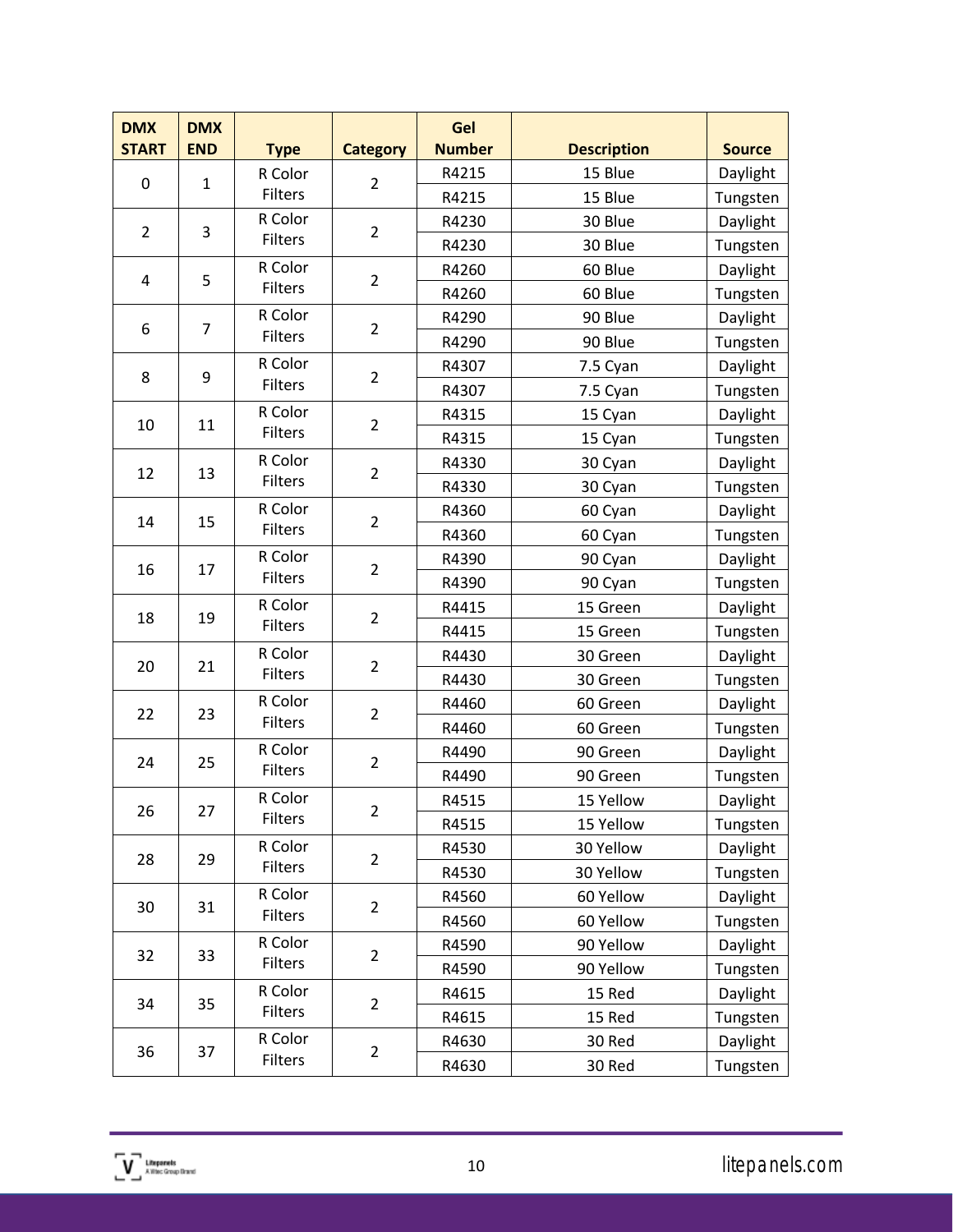| DMX START | DMX END | Type | Category | Gel Number | Description | Source |
|---|---|---|---|---|---|---|
| 0 | 1 | R Color Filters | 2 | R4215 | 15 Blue | Daylight |
| | | | | R4215 | 15 Blue | Tungsten |
| 2 | 3 | R Color Filters | 2 | R4230 | 30 Blue | Daylight |
| | | | | R4230 | 30 Blue | Tungsten |
| 4 | 5 | R Color Filters | 2 | R4260 | 60 Blue | Daylight |
| | | | | R4260 | 60 Blue | Tungsten |
| 6 | 7 | R Color Filters | 2 | R4290 | 90 Blue | Daylight |
| | | | | R4290 | 90 Blue | Tungsten |
| 8 | 9 | R Color Filters | 2 | R4307 | 7.5 Cyan | Daylight |
| | | | | R4307 | 7.5 Cyan | Tungsten |
| 10 | 11 | R Color Filters | 2 | R4315 | 15 Cyan | Daylight |
| | | | | R4315 | 15 Cyan | Tungsten |
| 12 | 13 | R Color Filters | 2 | R4330 | 30 Cyan | Daylight |
| | | | | R4330 | 30 Cyan | Tungsten |
| 14 | 15 | R Color Filters | 2 | R4360 | 60 Cyan | Daylight |
| | | | | R4360 | 60 Cyan | Tungsten |
| 16 | 17 | R Color Filters | 2 | R4390 | 90 Cyan | Daylight |
| | | | | R4390 | 90 Cyan | Tungsten |
| 18 | 19 | R Color Filters | 2 | R4415 | 15 Green | Daylight |
| | | | | R4415 | 15 Green | Tungsten |
| 20 | 21 | R Color Filters | 2 | R4430 | 30 Green | Daylight |
| | | | | R4430 | 30 Green | Tungsten |
| 22 | 23 | R Color Filters | 2 | R4460 | 60 Green | Daylight |
| | | | | R4460 | 60 Green | Tungsten |
| 24 | 25 | R Color Filters | 2 | R4490 | 90 Green | Daylight |
| | | | | R4490 | 90 Green | Tungsten |
| 26 | 27 | R Color Filters | 2 | R4515 | 15 Yellow | Daylight |
| | | | | R4515 | 15 Yellow | Tungsten |
| 28 | 29 | R Color Filters | 2 | R4530 | 30 Yellow | Daylight |
| | | | | R4530 | 30 Yellow | Tungsten |
| 30 | 31 | R Color Filters | 2 | R4560 | 60 Yellow | Daylight |
| | | | | R4560 | 60 Yellow | Tungsten |
| 32 | 33 | R Color Filters | 2 | R4590 | 90 Yellow | Daylight |
| | | | | R4590 | 90 Yellow | Tungsten |
| 34 | 35 | R Color Filters | 2 | R4615 | 15 Red | Daylight |
| | | | | R4615 | 15 Red | Tungsten |
| 36 | 37 | R Color Filters | 2 | R4630 | 30 Red | Daylight |
| | | | | R4630 | 30 Red | Tungsten |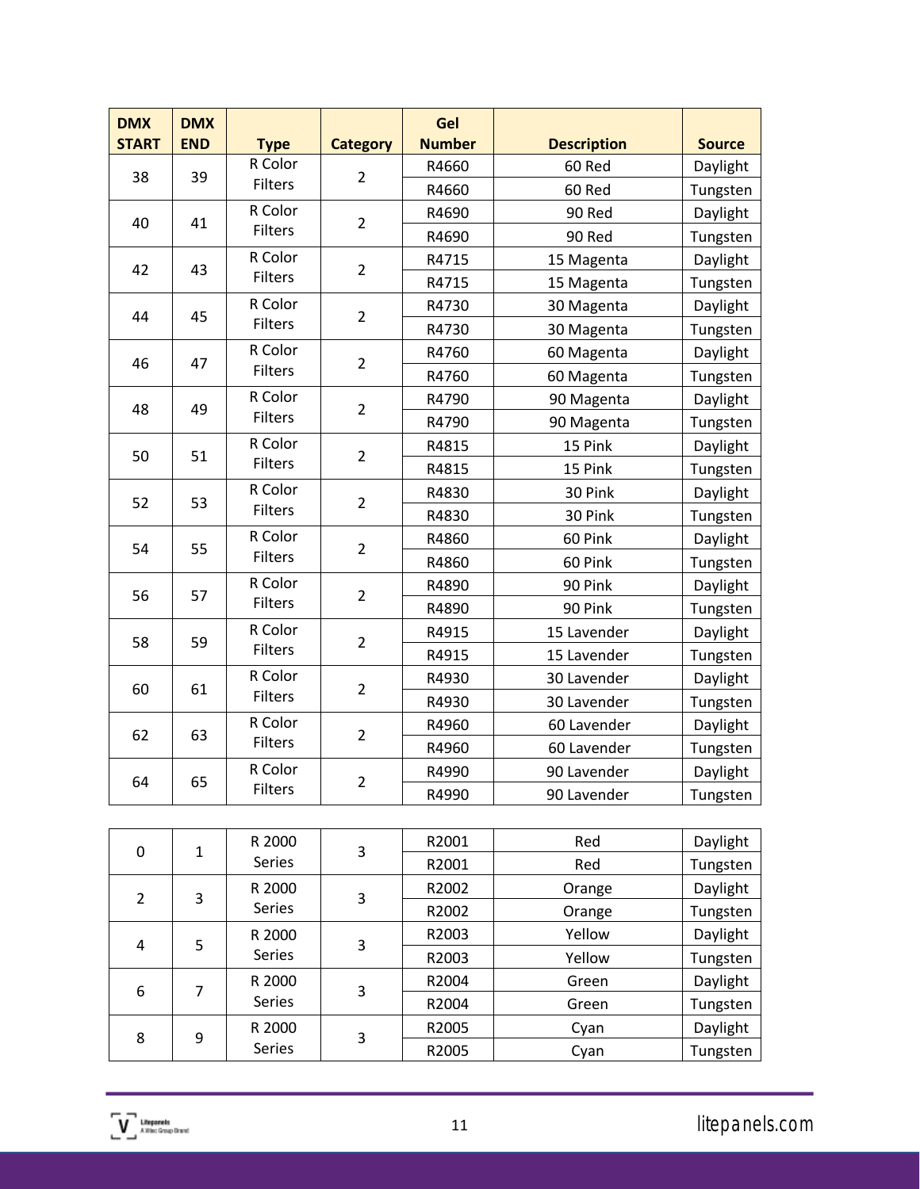| DMX START | DMX END | Type | Category | Gel Number | Description | Source |
|---|---|---|---|---|---|---|
| 38 | 39 | R Color Filters | 2 | R4660 | 60 Red | Daylight |
| | | | | R4660 | 60 Red | Tungsten |
| 40 | 41 | R Color Filters | 2 | R4690 | 90 Red | Daylight |
| | | | | R4690 | 90 Red | Tungsten |
| 42 | 43 | R Color Filters | 2 | R4715 | 15 Magenta | Daylight |
| | | | | R4715 | 15 Magenta | Tungsten |
| 44 | 45 | R Color Filters | 2 | R4730 | 30 Magenta | Daylight |
| | | | | R4730 | 30 Magenta | Tungsten |
| 46 | 47 | R Color Filters | 2 | R4760 | 60 Magenta | Daylight |
| | | | | R4760 | 60 Magenta | Tungsten |
| 48 | 49 | R Color Filters | 2 | R4790 | 90 Magenta | Daylight |
| | | | | R4790 | 90 Magenta | Tungsten |
| 50 | 51 | R Color Filters | 2 | R4815 | 15 Pink | Daylight |
| | | | | R4815 | 15 Pink | Tungsten |
| 52 | 53 | R Color Filters | 2 | R4830 | 30 Pink | Daylight |
| | | | | R4830 | 30 Pink | Tungsten |
| 54 | 55 | R Color Filters | 2 | R4860 | 60 Pink | Daylight |
| | | | | R4860 | 60 Pink | Tungsten |
| 56 | 57 | R Color Filters | 2 | R4890 | 90 Pink | Daylight |
| | | | | R4890 | 90 Pink | Tungsten |
| 58 | 59 | R Color Filters | 2 | R4915 | 15 Lavender | Daylight |
| | | | | R4915 | 15 Lavender | Tungsten |
| 60 | 61 | R Color Filters | 2 | R4930 | 30 Lavender | Daylight |
| | | | | R4930 | 30 Lavender | Tungsten |
| 62 | 63 | R Color Filters | 2 | R4960 | 60 Lavender | Daylight |
| | | | | R4960 | 60 Lavender | Tungsten |
| 64 | 65 | R Color Filters | 2 | R4990 | 90 Lavender | Daylight |
| | | | | R4990 | 90 Lavender | Tungsten |

| DMX START | DMX END | Type | Category | Gel Number | Description | Source |
|---|---|---|---|---|---|---|
| 0 | 1 | R 2000 Series | 3 | R2001 | Red | Daylight |
| | | | | R2001 | Red | Tungsten |
| 2 | 3 | R 2000 Series | 3 | R2002 | Orange | Daylight |
| | | | | R2002 | Orange | Tungsten |
| 4 | 5 | R 2000 Series | 3 | R2003 | Yellow | Daylight |
| | | | | R2003 | Yellow | Tungsten |
| 6 | 7 | R 2000 Series | 3 | R2004 | Green | Daylight |
| | | | | R2004 | Green | Tungsten |
| 8 | 9 | R 2000 Series | 3 | R2005 | Cyan | Daylight |
| | | | | R2005 | Cyan | Tungsten |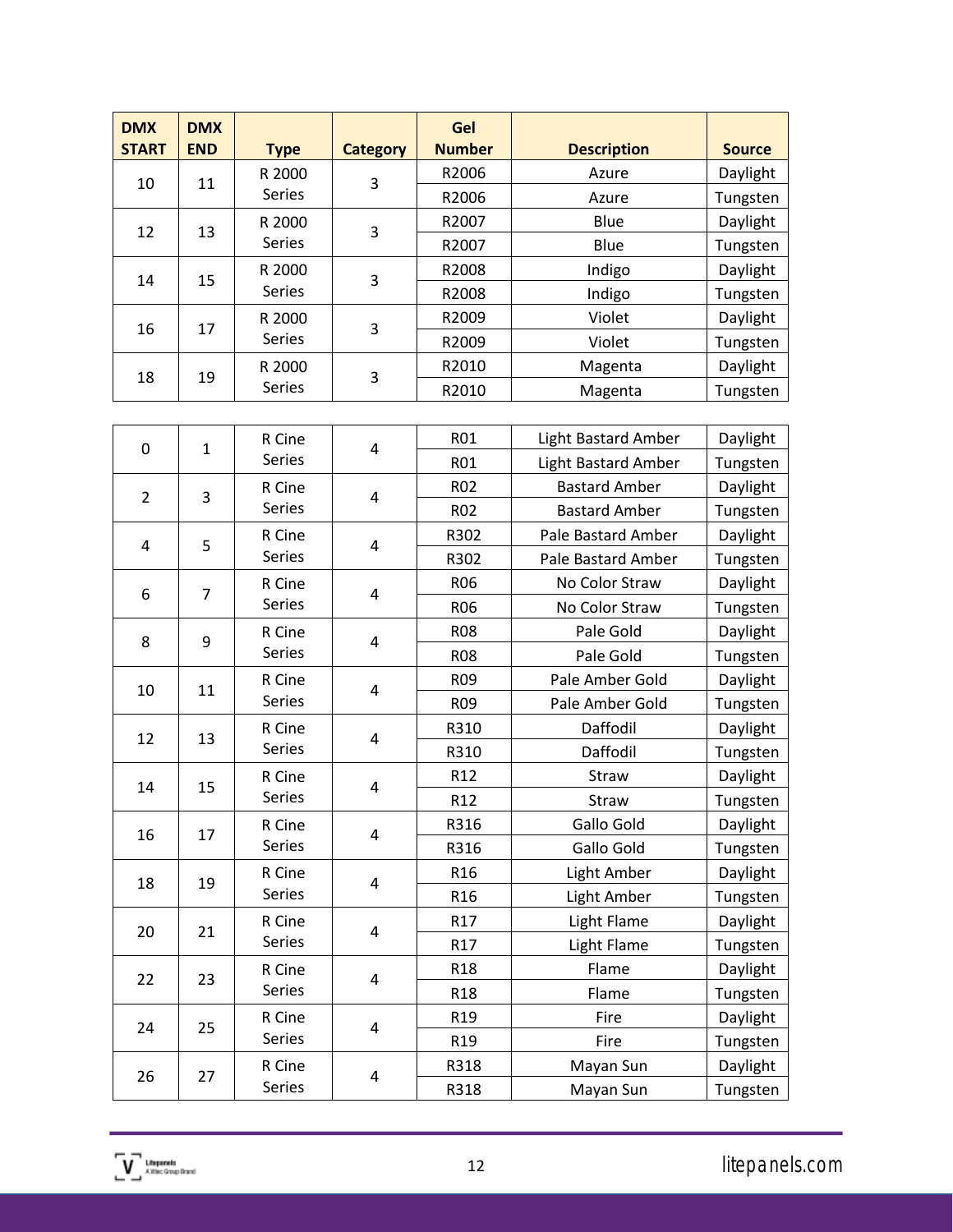| DMX START | DMX END | Type | Category | Gel Number | Description | Source |
|---|---|---|---|---|---|---|
| 10 | 11 | R 2000 Series | 3 | R2006 | Azure | Daylight |
| | | | | R2006 | Azure | Tungsten |
| 12 | 13 | R 2000 Series | 3 | R2007 | Blue | Daylight |
| | | | | R2007 | Blue | Tungsten |
| 14 | 15 | R 2000 Series | 3 | R2008 | Indigo | Daylight |
| | | | | R2008 | Indigo | Tungsten |
| 16 | 17 | R 2000 Series | 3 | R2009 | Violet | Daylight |
| | | | | R2009 | Violet | Tungsten |
| 18 | 19 | R 2000 Series | 3 | R2010 | Magenta | Daylight |
| | | | | R2010 | Magenta | Tungsten |

| DMX START | DMX END | Type | Category | Gel Number | Description | Source |
|---|---|---|---|---|---|---|
| 0 | 1 | R Cine Series | 4 | R01 | Light Bastard Amber | Daylight |
| | | | | R01 | Light Bastard Amber | Tungsten |
| 2 | 3 | R Cine Series | 4 | R02 | Bastard Amber | Daylight |
| | | | | R02 | Bastard Amber | Tungsten |
| 4 | 5 | R Cine Series | 4 | R302 | Pale Bastard Amber | Daylight |
| | | | | R302 | Pale Bastard Amber | Tungsten |
| 6 | 7 | R Cine Series | 4 | R06 | No Color Straw | Daylight |
| | | | | R06 | No Color Straw | Tungsten |
| 8 | 9 | R Cine Series | 4 | R08 | Pale Gold | Daylight |
| | | | | R08 | Pale Gold | Tungsten |
| 10 | 11 | R Cine Series | 4 | R09 | Pale Amber Gold | Daylight |
| | | | | R09 | Pale Amber Gold | Tungsten |
| 12 | 13 | R Cine Series | 4 | R310 | Daffodil | Daylight |
| | | | | R310 | Daffodil | Tungsten |
| 14 | 15 | R Cine Series | 4 | R12 | Straw | Daylight |
| | | | | R12 | Straw | Tungsten |
| 16 | 17 | R Cine Series | 4 | R316 | Gallo Gold | Daylight |
| | | | | R316 | Gallo Gold | Tungsten |
| 18 | 19 | R Cine Series | 4 | R16 | Light Amber | Daylight |
| | | | | R16 | Light Amber | Tungsten |
| 20 | 21 | R Cine Series | 4 | R17 | Light Flame | Daylight |
| | | | | R17 | Light Flame | Tungsten |
| 22 | 23 | R Cine Series | 4 | R18 | Flame | Daylight |
| | | | | R18 | Flame | Tungsten |
| 24 | 25 | R Cine Series | 4 | R19 | Fire | Daylight |
| | | | | R19 | Fire | Tungsten |
| 26 | 27 | R Cine Series | 4 | R318 | Mayan Sun | Daylight |
| | | | | R318 | Mayan Sun | Tungsten |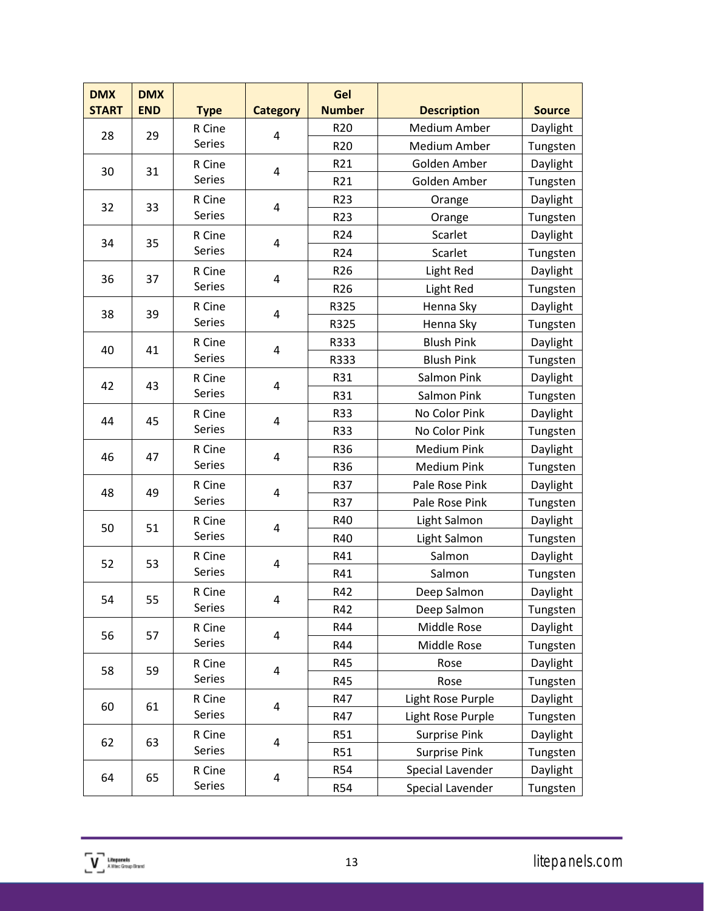| DMX START | DMX END | Type | Category | Gel Number | Description | Source |
|---|---|---|---|---|---|---|
| 28 | 29 | R Cine Series | 4 | R20 | Medium Amber | Daylight |
| | | | | R20 | Medium Amber | Tungsten |
| 30 | 31 | R Cine Series | 4 | R21 | Golden Amber | Daylight |
| | | | | R21 | Golden Amber | Tungsten |
| 32 | 33 | R Cine Series | 4 | R23 | Orange | Daylight |
| | | | | R23 | Orange | Tungsten |
| 34 | 35 | R Cine Series | 4 | R24 | Scarlet | Daylight |
| | | | | R24 | Scarlet | Tungsten |
| 36 | 37 | R Cine Series | 4 | R26 | Light Red | Daylight |
| | | | | R26 | Light Red | Tungsten |
| 38 | 39 | R Cine Series | 4 | R325 | Henna Sky | Daylight |
| | | | | R325 | Henna Sky | Tungsten |
| 40 | 41 | R Cine Series | 4 | R333 | Blush Pink | Daylight |
| | | | | R333 | Blush Pink | Tungsten |
| 42 | 43 | R Cine Series | 4 | R31 | Salmon Pink | Daylight |
| | | | | R31 | Salmon Pink | Tungsten |
| 44 | 45 | R Cine Series | 4 | R33 | No Color Pink | Daylight |
| | | | | R33 | No Color Pink | Tungsten |
| 46 | 47 | R Cine Series | 4 | R36 | Medium Pink | Daylight |
| | | | | R36 | Medium Pink | Tungsten |
| 48 | 49 | R Cine Series | 4 | R37 | Pale Rose Pink | Daylight |
| | | | | R37 | Pale Rose Pink | Tungsten |
| 50 | 51 | R Cine Series | 4 | R40 | Light Salmon | Daylight |
| | | | | R40 | Light Salmon | Tungsten |
| 52 | 53 | R Cine Series | 4 | R41 | Salmon | Daylight |
| | | | | R41 | Salmon | Tungsten |
| 54 | 55 | R Cine Series | 4 | R42 | Deep Salmon | Daylight |
| | | | | R42 | Deep Salmon | Tungsten |
| 56 | 57 | R Cine Series | 4 | R44 | Middle Rose | Daylight |
| | | | | R44 | Middle Rose | Tungsten |
| 58 | 59 | R Cine Series | 4 | R45 | Rose | Daylight |
| | | | | R45 | Rose | Tungsten |
| 60 | 61 | R Cine Series | 4 | R47 | Light Rose Purple | Daylight |
| | | | | R47 | Light Rose Purple | Tungsten |
| 62 | 63 | R Cine Series | 4 | R51 | Surprise Pink | Daylight |
| | | | | R51 | Surprise Pink | Tungsten |
| 64 | 65 | R Cine Series | 4 | R54 | Special Lavender | Daylight |
| | | | | R54 | Special Lavender | Tungsten |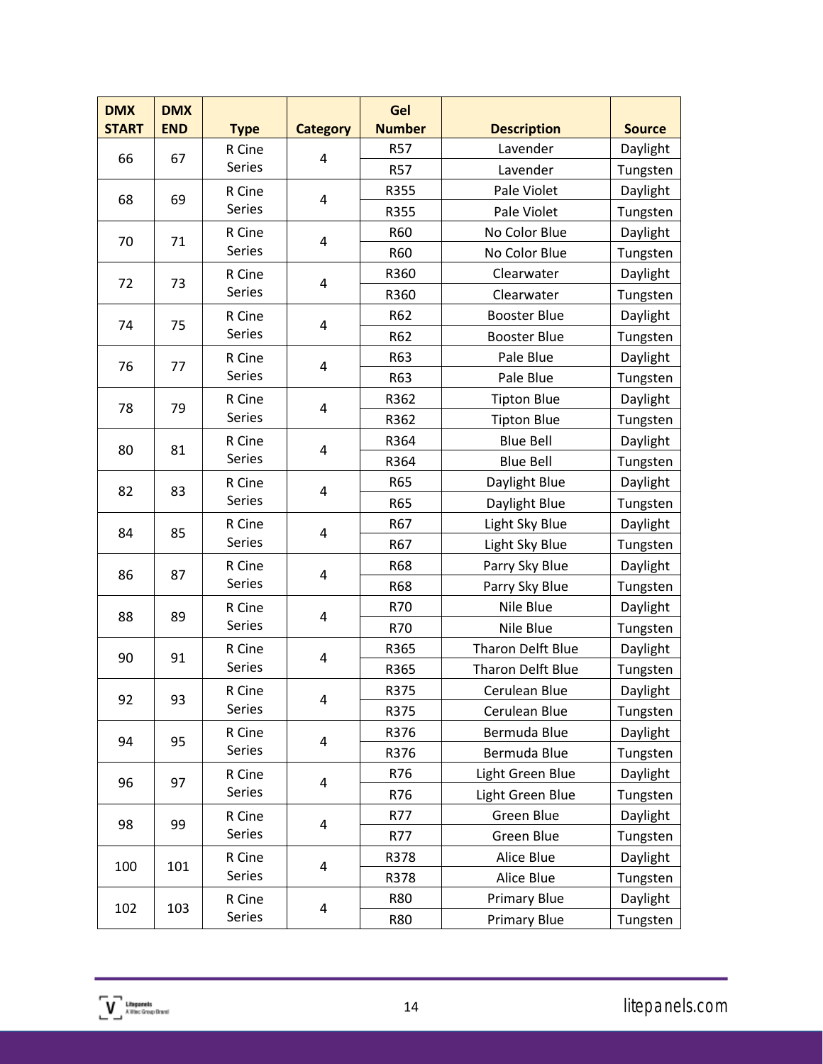| DMX START | DMX END | Type | Category | Gel Number | Description | Source |
|---|---|---|---|---|---|---|
| 66 | 67 | R Cine Series | 4 | R57 | Lavender | Daylight |
| | | | | R57 | Lavender | Tungsten |
| 68 | 69 | R Cine Series | 4 | R355 | Pale Violet | Daylight |
| | | | | R355 | Pale Violet | Tungsten |
| 70 | 71 | R Cine Series | 4 | R60 | No Color Blue | Daylight |
| | | | | R60 | No Color Blue | Tungsten |
| 72 | 73 | R Cine Series | 4 | R360 | Clearwater | Daylight |
| | | | | R360 | Clearwater | Tungsten |
| 74 | 75 | R Cine Series | 4 | R62 | Booster Blue | Daylight |
| | | | | R62 | Booster Blue | Tungsten |
| 76 | 77 | R Cine Series | 4 | R63 | Pale Blue | Daylight |
| | | | | R63 | Pale Blue | Tungsten |
| 78 | 79 | R Cine Series | 4 | R362 | Tipton Blue | Daylight |
| | | | | R362 | Tipton Blue | Tungsten |
| 80 | 81 | R Cine Series | 4 | R364 | Blue Bell | Daylight |
| | | | | R364 | Blue Bell | Tungsten |
| 82 | 83 | R Cine Series | 4 | R65 | Daylight Blue | Daylight |
| | | | | R65 | Daylight Blue | Tungsten |
| 84 | 85 | R Cine Series | 4 | R67 | Light Sky Blue | Daylight |
| | | | | R67 | Light Sky Blue | Tungsten |
| 86 | 87 | R Cine Series | 4 | R68 | Parry Sky Blue | Daylight |
| | | | | R68 | Parry Sky Blue | Tungsten |
| 88 | 89 | R Cine Series | 4 | R70 | Nile Blue | Daylight |
| | | | | R70 | Nile Blue | Tungsten |
| 90 | 91 | R Cine Series | 4 | R365 | Tharon Delft Blue | Daylight |
| | | | | R365 | Tharon Delft Blue | Tungsten |
| 92 | 93 | R Cine Series | 4 | R375 | Cerulean Blue | Daylight |
| | | | | R375 | Cerulean Blue | Tungsten |
| 94 | 95 | R Cine Series | 4 | R376 | Bermuda Blue | Daylight |
| | | | | R376 | Bermuda Blue | Tungsten |
| 96 | 97 | R Cine Series | 4 | R76 | Light Green Blue | Daylight |
| | | | | R76 | Light Green Blue | Tungsten |
| 98 | 99 | R Cine Series | 4 | R77 | Green Blue | Daylight |
| | | | | R77 | Green Blue | Tungsten |
| 100 | 101 | R Cine Series | 4 | R378 | Alice Blue | Daylight |
| | | | | R378 | Alice Blue | Tungsten |
| 102 | 103 | R Cine Series | 4 | R80 | Primary Blue | Daylight |
| | | | | R80 | Primary Blue | Tungsten |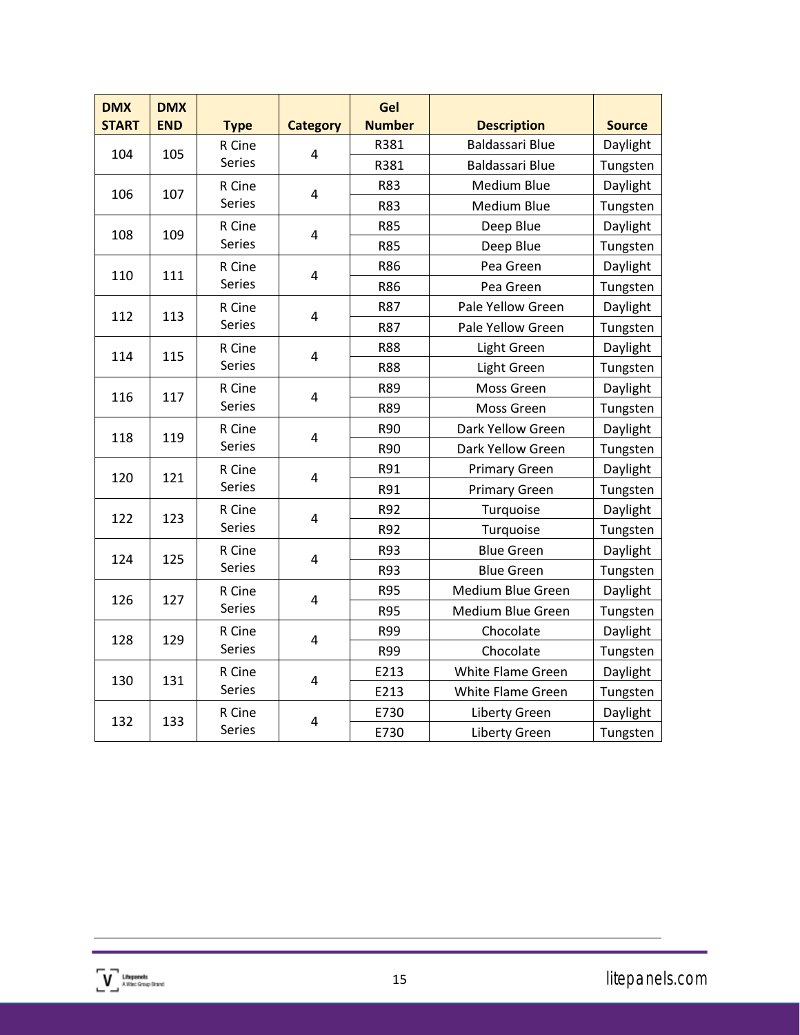| DMX START | DMX END | Type | Category | Gel Number | Description | Source |
|---|---|---|---|---|---|---|
| 104 | 105 | R Cine Series | 4 | R381 | Baldassari Blue | Daylight |
| | | | | R381 | Baldassari Blue | Tungsten |
| 106 | 107 | R Cine Series | 4 | R83 | Medium Blue | Daylight |
| | | | | R83 | Medium Blue | Tungsten |
| 108 | 109 | R Cine Series | 4 | R85 | Deep Blue | Daylight |
| | | | | R85 | Deep Blue | Tungsten |
| 110 | 111 | R Cine Series | 4 | R86 | Pea Green | Daylight |
| | | | | R86 | Pea Green | Tungsten |
| 112 | 113 | R Cine Series | 4 | R87 | Pale Yellow Green | Daylight |
| | | | | R87 | Pale Yellow Green | Tungsten |
| 114 | 115 | R Cine Series | 4 | R88 | Light Green | Daylight |
| | | | | R88 | Light Green | Tungsten |
| 116 | 117 | R Cine Series | 4 | R89 | Moss Green | Daylight |
| | | | | R89 | Moss Green | Tungsten |
| 118 | 119 | R Cine Series | 4 | R90 | Dark Yellow Green | Daylight |
| | | | | R90 | Dark Yellow Green | Tungsten |
| 120 | 121 | R Cine Series | 4 | R91 | Primary Green | Daylight |
| | | | | R91 | Primary Green | Tungsten |
| 122 | 123 | R Cine Series | 4 | R92 | Turquoise | Daylight |
| | | | | R92 | Turquoise | Tungsten |
| 124 | 125 | R Cine Series | 4 | R93 | Blue Green | Daylight |
| | | | | R93 | Blue Green | Tungsten |
| 126 | 127 | R Cine Series | 4 | R95 | Medium Blue Green | Daylight |
| | | | | R95 | Medium Blue Green | Tungsten |
| 128 | 129 | R Cine Series | 4 | R99 | Chocolate | Daylight |
| | | | | R99 | Chocolate | Tungsten |
| 130 | 131 | R Cine Series | 4 | E213 | White Flame Green | Daylight |
| | | | | E213 | White Flame Green | Tungsten |
| 132 | 133 | R Cine Series | 4 | E730 | Liberty Green | Daylight |
| | | | | E730 | Liberty Green | Tungsten |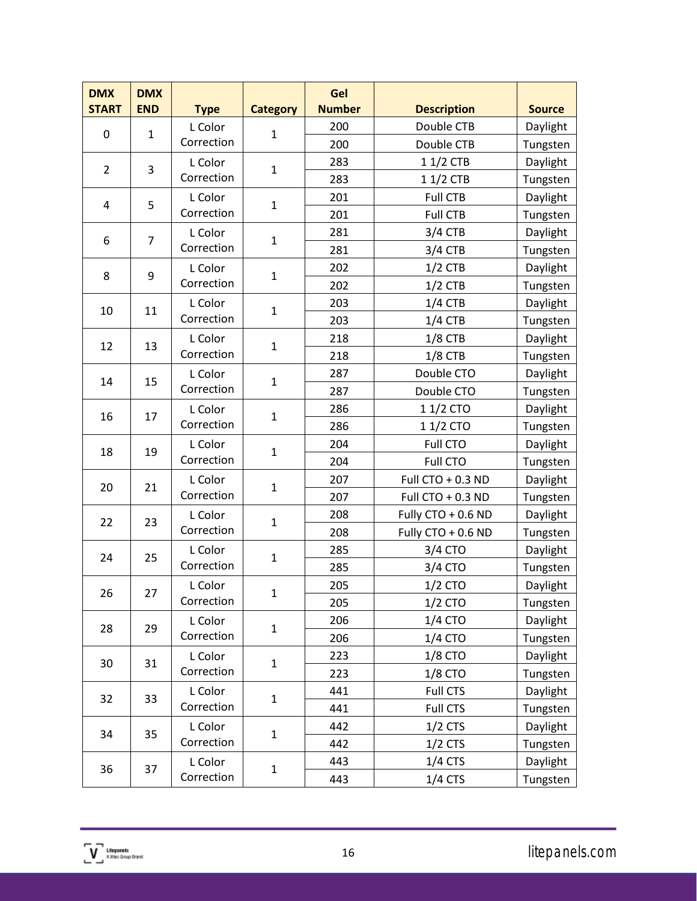| DMX START | DMX END | Type | Category | Gel Number | Description | Source |
|---|---|---|---|---|---|---|
| 0 | 1 | L Color Correction | 1 | 200 | Double CTB | Daylight |
| | | | | 200 | Double CTB | Tungsten |
| 2 | 3 | L Color Correction | 1 | 283 | 1 1/2 CTB | Daylight |
| | | | | 283 | 1 1/2 CTB | Tungsten |
| 4 | 5 | L Color Correction | 1 | 201 | Full CTB | Daylight |
| | | | | 201 | Full CTB | Tungsten |
| 6 | 7 | L Color Correction | 1 | 281 | 3/4 CTB | Daylight |
| | | | | 281 | 3/4 CTB | Tungsten |
| 8 | 9 | L Color Correction | 1 | 202 | 1/2 CTB | Daylight |
| | | | | 202 | 1/2 CTB | Tungsten |
| 10 | 11 | L Color Correction | 1 | 203 | 1/4 CTB | Daylight |
| | | | | 203 | 1/4 CTB | Tungsten |
| 12 | 13 | L Color Correction | 1 | 218 | 1/8 CTB | Daylight |
| | | | | 218 | 1/8 CTB | Tungsten |
| 14 | 15 | L Color Correction | 1 | 287 | Double CTO | Daylight |
| | | | | 287 | Double CTO | Tungsten |
| 16 | 17 | L Color Correction | 1 | 286 | 1 1/2 CTO | Daylight |
| | | | | 286 | 1 1/2 CTO | Tungsten |
| 18 | 19 | L Color Correction | 1 | 204 | Full CTO | Daylight |
| | | | | 204 | Full CTO | Tungsten |
| 20 | 21 | L Color Correction | 1 | 207 | Full CTO + 0.3 ND | Daylight |
| | | | | 207 | Full CTO + 0.3 ND | Tungsten |
| 22 | 23 | L Color Correction | 1 | 208 | Fully CTO + 0.6 ND | Daylight |
| | | | | 208 | Fully CTO + 0.6 ND | Tungsten |
| 24 | 25 | L Color Correction | 1 | 285 | 3/4 CTO | Daylight |
| | | | | 285 | 3/4 CTO | Tungsten |
| 26 | 27 | L Color Correction | 1 | 205 | 1/2 CTO | Daylight |
| | | | | 205 | 1/2 CTO | Tungsten |
| 28 | 29 | L Color Correction | 1 | 206 | 1/4 CTO | Daylight |
| | | | | 206 | 1/4 CTO | Tungsten |
| 30 | 31 | L Color Correction | 1 | 223 | 1/8 CTO | Daylight |
| | | | | 223 | 1/8 CTO | Tungsten |
| 32 | 33 | L Color Correction | 1 | 441 | Full CTS | Daylight |
| | | | | 441 | Full CTS | Tungsten |
| 34 | 35 | L Color Correction | 1 | 442 | 1/2 CTS | Daylight |
| | | | | 442 | 1/2 CTS | Tungsten |
| 36 | 37 | L Color Correction | 1 | 443 | 1/4 CTS | Daylight |
| | | | | 443 | 1/4 CTS | Tungsten |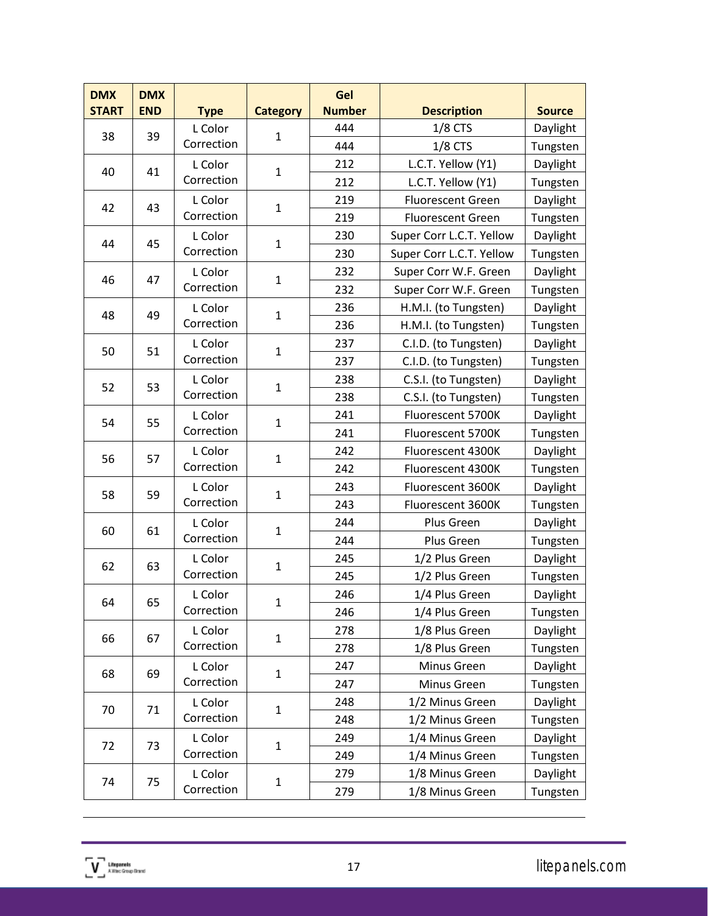| DMX START | DMX END | Type | Category | Gel Number | Description | Source |
|---|---|---|---|---|---|---|
| 38 | 39 | L Color Correction | 1 | 444 | 1/8 CTS | Daylight |
| | | | | 444 | 1/8 CTS | Tungsten |
| 40 | 41 | L Color Correction | 1 | 212 | L.C.T. Yellow (Y1) | Daylight |
| | | | | 212 | L.C.T. Yellow (Y1) | Tungsten |
| 42 | 43 | L Color Correction | 1 | 219 | Fluorescent Green | Daylight |
| | | | | 219 | Fluorescent Green | Tungsten |
| 44 | 45 | L Color Correction | 1 | 230 | Super Corr L.C.T. Yellow | Daylight |
| | | | | 230 | Super Corr L.C.T. Yellow | Tungsten |
| 46 | 47 | L Color Correction | 1 | 232 | Super Corr W.F. Green | Daylight |
| | | | | 232 | Super Corr W.F. Green | Tungsten |
| 48 | 49 | L Color Correction | 1 | 236 | H.M.I. (to Tungsten) | Daylight |
| | | | | 236 | H.M.I. (to Tungsten) | Tungsten |
| 50 | 51 | L Color Correction | 1 | 237 | C.I.D. (to Tungsten) | Daylight |
| | | | | 237 | C.I.D. (to Tungsten) | Tungsten |
| 52 | 53 | L Color Correction | 1 | 238 | C.S.I. (to Tungsten) | Daylight |
| | | | | 238 | C.S.I. (to Tungsten) | Tungsten |
| 54 | 55 | L Color Correction | 1 | 241 | Fluorescent 5700K | Daylight |
| | | | | 241 | Fluorescent 5700K | Tungsten |
| 56 | 57 | L Color Correction | 1 | 242 | Fluorescent 4300K | Daylight |
| | | | | 242 | Fluorescent 4300K | Tungsten |
| 58 | 59 | L Color Correction | 1 | 243 | Fluorescent 3600K | Daylight |
| | | | | 243 | Fluorescent 3600K | Tungsten |
| 60 | 61 | L Color Correction | 1 | 244 | Plus Green | Daylight |
| | | | | 244 | Plus Green | Tungsten |
| 62 | 63 | L Color Correction | 1 | 245 | 1/2 Plus Green | Daylight |
| | | | | 245 | 1/2 Plus Green | Tungsten |
| 64 | 65 | L Color Correction | 1 | 246 | 1/4 Plus Green | Daylight |
| | | | | 246 | 1/4 Plus Green | Tungsten |
| 66 | 67 | L Color Correction | 1 | 278 | 1/8 Plus Green | Daylight |
| | | | | 278 | 1/8 Plus Green | Tungsten |
| 68 | 69 | L Color Correction | 1 | 247 | Minus Green | Daylight |
| | | | | 247 | Minus Green | Tungsten |
| 70 | 71 | L Color Correction | 1 | 248 | 1/2 Minus Green | Daylight |
| | | | | 248 | 1/2 Minus Green | Tungsten |
| 72 | 73 | L Color Correction | 1 | 249 | 1/4 Minus Green | Daylight |
| | | | | 249 | 1/4 Minus Green | Tungsten |
| 74 | 75 | L Color Correction | 1 | 279 | 1/8 Minus Green | Daylight |
| | | | | 279 | 1/8 Minus Green | Tungsten |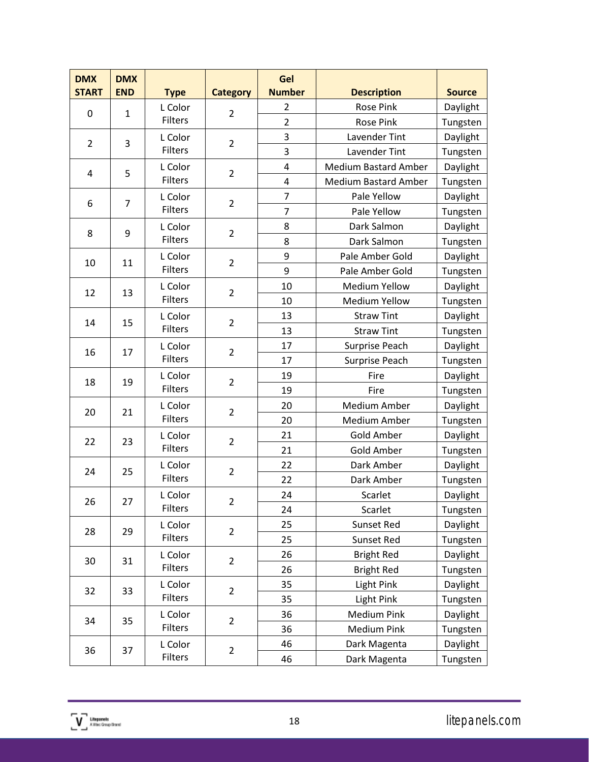| DMX START | DMX END | Type | Category | Gel Number | Description | Source |
|---|---|---|---|---|---|---|
| 0 | 1 | L Color Filters | 2 | 2 | Rose Pink | Daylight |
| | | | | 2 | Rose Pink | Tungsten |
| 2 | 3 | L Color Filters | 2 | 3 | Lavender Tint | Daylight |
| | | | | 3 | Lavender Tint | Tungsten |
| 4 | 5 | L Color Filters | 2 | 4 | Medium Bastard Amber | Daylight |
| | | | | 4 | Medium Bastard Amber | Tungsten |
| 6 | 7 | L Color Filters | 2 | 7 | Pale Yellow | Daylight |
| | | | | 7 | Pale Yellow | Tungsten |
| 8 | 9 | L Color Filters | 2 | 8 | Dark Salmon | Daylight |
| | | | | 8 | Dark Salmon | Tungsten |
| 10 | 11 | L Color Filters | 2 | 9 | Pale Amber Gold | Daylight |
| | | | | 9 | Pale Amber Gold | Tungsten |
| 12 | 13 | L Color Filters | 2 | 10 | Medium Yellow | Daylight |
| | | | | 10 | Medium Yellow | Tungsten |
| 14 | 15 | L Color Filters | 2 | 13 | Straw Tint | Daylight |
| | | | | 13 | Straw Tint | Tungsten |
| 16 | 17 | L Color Filters | 2 | 17 | Surprise Peach | Daylight |
| | | | | 17 | Surprise Peach | Tungsten |
| 18 | 19 | L Color Filters | 2 | 19 | Fire | Daylight |
| | | | | 19 | Fire | Tungsten |
| 20 | 21 | L Color Filters | 2 | 20 | Medium Amber | Daylight |
| | | | | 20 | Medium Amber | Tungsten |
| 22 | 23 | L Color Filters | 2 | 21 | Gold Amber | Daylight |
| | | | | 21 | Gold Amber | Tungsten |
| 24 | 25 | L Color Filters | 2 | 22 | Dark Amber | Daylight |
| | | | | 22 | Dark Amber | Tungsten |
| 26 | 27 | L Color Filters | 2 | 24 | Scarlet | Daylight |
| | | | | 24 | Scarlet | Tungsten |
| 28 | 29 | L Color Filters | 2 | 25 | Sunset Red | Daylight |
| | | | | 25 | Sunset Red | Tungsten |
| 30 | 31 | L Color Filters | 2 | 26 | Bright Red | Daylight |
| | | | | 26 | Bright Red | Tungsten |
| 32 | 33 | L Color Filters | 2 | 35 | Light Pink | Daylight |
| | | | | 35 | Light Pink | Tungsten |
| 34 | 35 | L Color Filters | 2 | 36 | Medium Pink | Daylight |
| | | | | 36 | Medium Pink | Tungsten |
| 36 | 37 | L Color Filters | 2 | 46 | Dark Magenta | Daylight |
| | | | | 46 | Dark Magenta | Tungsten |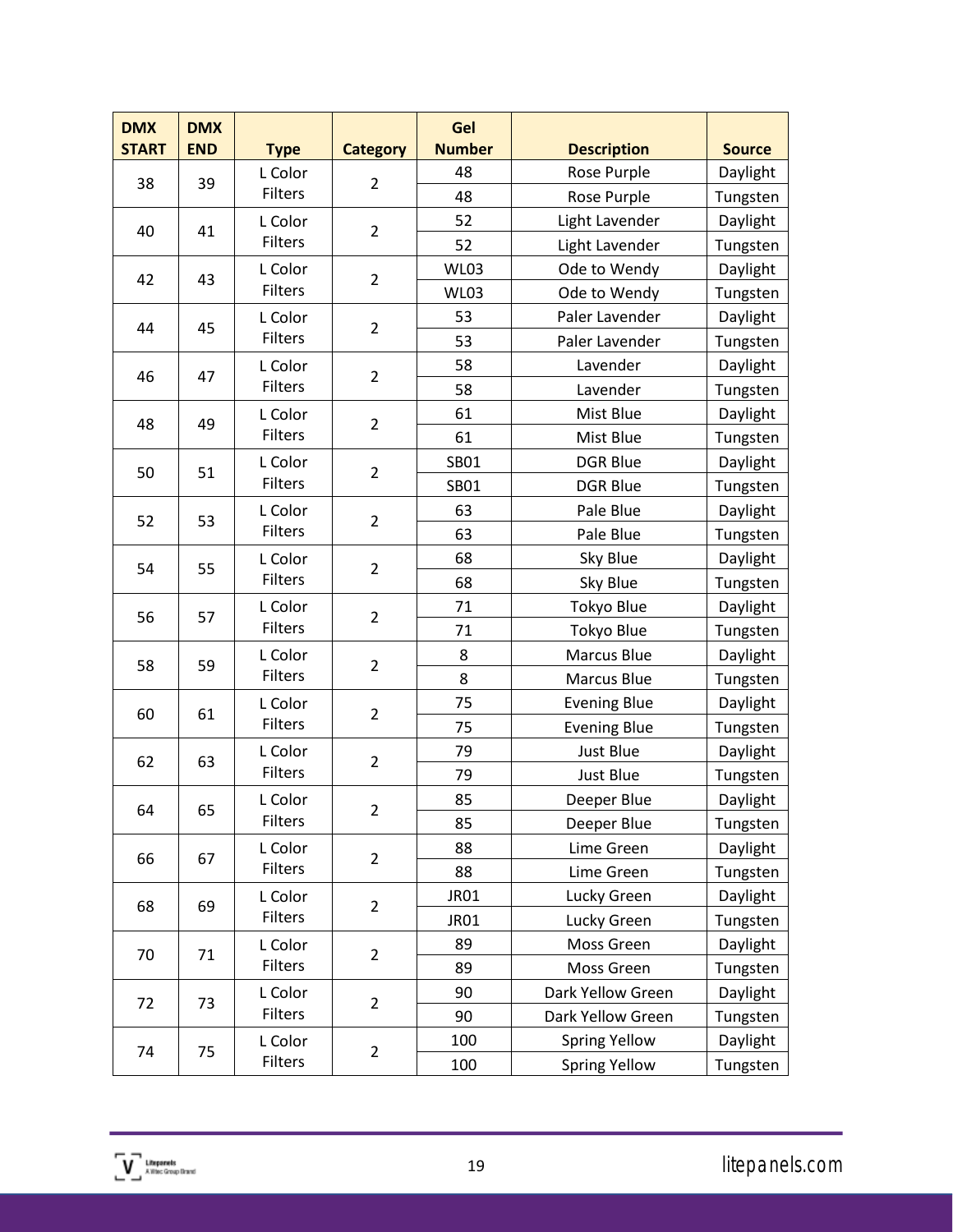| DMX START | DMX END | Type | Category | Gel Number | Description | Source |
|---|---|---|---|---|---|---|
| 38 | 39 | L Color Filters | 2 | 48 | Rose Purple | Daylight |
| | | | | 48 | Rose Purple | Tungsten |
| 40 | 41 | L Color Filters | 2 | 52 | Light Lavender | Daylight |
| | | | | 52 | Light Lavender | Tungsten |
| 42 | 43 | L Color Filters | 2 | WL03 | Ode to Wendy | Daylight |
| | | | | WL03 | Ode to Wendy | Tungsten |
| 44 | 45 | L Color Filters | 2 | 53 | Paler Lavender | Daylight |
| | | | | 53 | Paler Lavender | Tungsten |
| 46 | 47 | L Color Filters | 2 | 58 | Lavender | Daylight |
| | | | | 58 | Lavender | Tungsten |
| 48 | 49 | L Color Filters | 2 | 61 | Mist Blue | Daylight |
| | | | | 61 | Mist Blue | Tungsten |
| 50 | 51 | L Color Filters | 2 | SB01 | DGR Blue | Daylight |
| | | | | SB01 | DGR Blue | Tungsten |
| 52 | 53 | L Color Filters | 2 | 63 | Pale Blue | Daylight |
| | | | | 63 | Pale Blue | Tungsten |
| 54 | 55 | L Color Filters | 2 | 68 | Sky Blue | Daylight |
| | | | | 68 | Sky Blue | Tungsten |
| 56 | 57 | L Color Filters | 2 | 71 | Tokyo Blue | Daylight |
| | | | | 71 | Tokyo Blue | Tungsten |
| 58 | 59 | L Color Filters | 2 | 8 | Marcus Blue | Daylight |
| | | | | 8 | Marcus Blue | Tungsten |
| 60 | 61 | L Color Filters | 2 | 75 | Evening Blue | Daylight |
| | | | | 75 | Evening Blue | Tungsten |
| 62 | 63 | L Color Filters | 2 | 79 | Just Blue | Daylight |
| | | | | 79 | Just Blue | Tungsten |
| 64 | 65 | L Color Filters | 2 | 85 | Deeper Blue | Daylight |
| | | | | 85 | Deeper Blue | Tungsten |
| 66 | 67 | L Color Filters | 2 | 88 | Lime Green | Daylight |
| | | | | 88 | Lime Green | Tungsten |
| 68 | 69 | L Color Filters | 2 | JR01 | Lucky Green | Daylight |
| | | | | JR01 | Lucky Green | Tungsten |
| 70 | 71 | L Color Filters | 2 | 89 | Moss Green | Daylight |
| | | | | 89 | Moss Green | Tungsten |
| 72 | 73 | L Color Filters | 2 | 90 | Dark Yellow Green | Daylight |
| | | | | 90 | Dark Yellow Green | Tungsten |
| 74 | 75 | L Color Filters | 2 | 100 | Spring Yellow | Daylight |
| | | | | 100 | Spring Yellow | Tungsten |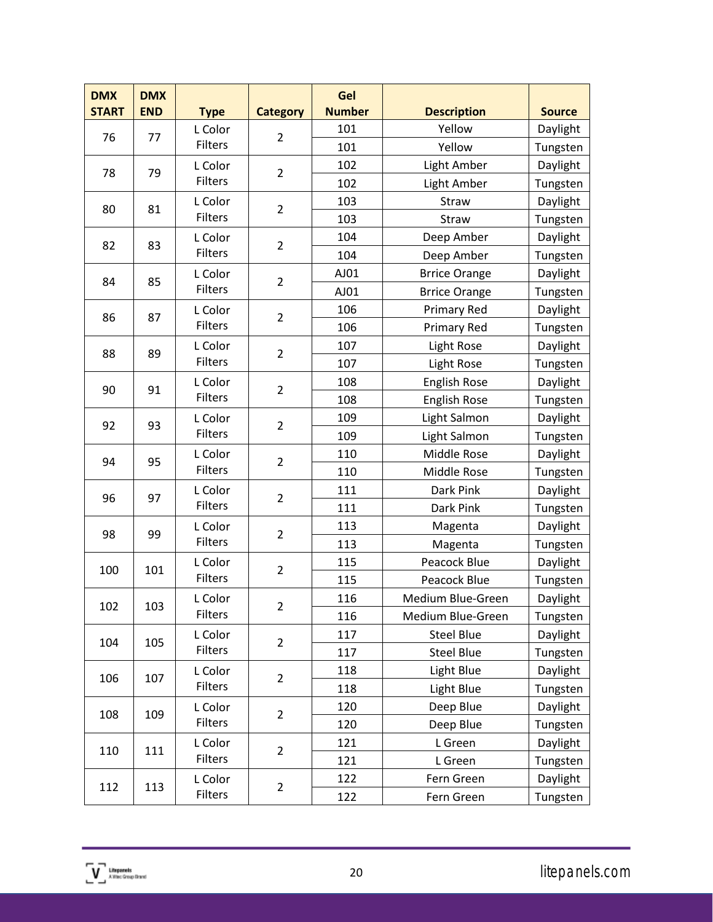| DMX START | DMX END | Type | Category | Gel Number | Description | Source |
|---|---|---|---|---|---|---|
| 76 | 77 | L Color Filters | 2 | 101 | Yellow | Daylight |
| | | | | 101 | Yellow | Tungsten |
| 78 | 79 | L Color Filters | 2 | 102 | Light Amber | Daylight |
| | | | | 102 | Light Amber | Tungsten |
| 80 | 81 | L Color Filters | 2 | 103 | Straw | Daylight |
| | | | | 103 | Straw | Tungsten |
| 82 | 83 | L Color Filters | 2 | 104 | Deep Amber | Daylight |
| | | | | 104 | Deep Amber | Tungsten |
| 84 | 85 | L Color Filters | 2 | AJ01 | Brrice Orange | Daylight |
| | | | | AJ01 | Brrice Orange | Tungsten |
| 86 | 87 | L Color Filters | 2 | 106 | Primary Red | Daylight |
| | | | | 106 | Primary Red | Tungsten |
| 88 | 89 | L Color Filters | 2 | 107 | Light Rose | Daylight |
| | | | | 107 | Light Rose | Tungsten |
| 90 | 91 | L Color Filters | 2 | 108 | English Rose | Daylight |
| | | | | 108 | English Rose | Tungsten |
| 92 | 93 | L Color Filters | 2 | 109 | Light Salmon | Daylight |
| | | | | 109 | Light Salmon | Tungsten |
| 94 | 95 | L Color Filters | 2 | 110 | Middle Rose | Daylight |
| | | | | 110 | Middle Rose | Tungsten |
| 96 | 97 | L Color Filters | 2 | 111 | Dark Pink | Daylight |
| | | | | 111 | Dark Pink | Tungsten |
| 98 | 99 | L Color Filters | 2 | 113 | Magenta | Daylight |
| | | | | 113 | Magenta | Tungsten |
| 100 | 101 | L Color Filters | 2 | 115 | Peacock Blue | Daylight |
| | | | | 115 | Peacock Blue | Tungsten |
| 102 | 103 | L Color Filters | 2 | 116 | Medium Blue-Green | Daylight |
| | | | | 116 | Medium Blue-Green | Tungsten |
| 104 | 105 | L Color Filters | 2 | 117 | Steel Blue | Daylight |
| | | | | 117 | Steel Blue | Tungsten |
| 106 | 107 | L Color Filters | 2 | 118 | Light Blue | Daylight |
| | | | | 118 | Light Blue | Tungsten |
| 108 | 109 | L Color Filters | 2 | 120 | Deep Blue | Daylight |
| | | | | 120 | Deep Blue | Tungsten |
| 110 | 111 | L Color Filters | 2 | 121 | L Green | Daylight |
| | | | | 121 | L Green | Tungsten |
| 112 | 113 | L Color Filters | 2 | 122 | Fern Green | Daylight |
| | | | | 122 | Fern Green | Tungsten |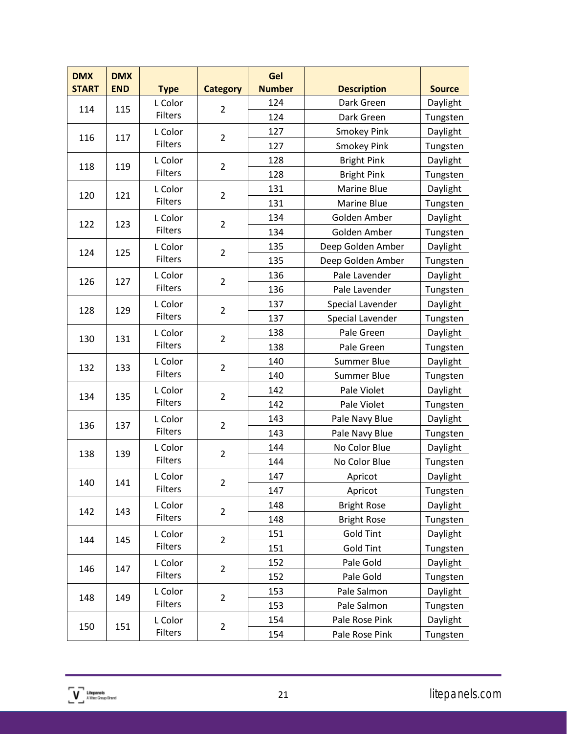| DMX START | DMX END | Type | Category | Gel Number | Description | Source |
|---|---|---|---|---|---|---|
| 114 | 115 | L Color Filters | 2 | 124 | Dark Green | Daylight |
| | | | | 124 | Dark Green | Tungsten |
| 116 | 117 | L Color Filters | 2 | 127 | Smokey Pink | Daylight |
| | | | | 127 | Smokey Pink | Tungsten |
| 118 | 119 | L Color Filters | 2 | 128 | Bright Pink | Daylight |
| | | | | 128 | Bright Pink | Tungsten |
| 120 | 121 | L Color Filters | 2 | 131 | Marine Blue | Daylight |
| | | | | 131 | Marine Blue | Tungsten |
| 122 | 123 | L Color Filters | 2 | 134 | Golden Amber | Daylight |
| | | | | 134 | Golden Amber | Tungsten |
| 124 | 125 | L Color Filters | 2 | 135 | Deep Golden Amber | Daylight |
| | | | | 135 | Deep Golden Amber | Tungsten |
| 126 | 127 | L Color Filters | 2 | 136 | Pale Lavender | Daylight |
| | | | | 136 | Pale Lavender | Tungsten |
| 128 | 129 | L Color Filters | 2 | 137 | Special Lavender | Daylight |
| | | | | 137 | Special Lavender | Tungsten |
| 130 | 131 | L Color Filters | 2 | 138 | Pale Green | Daylight |
| | | | | 138 | Pale Green | Tungsten |
| 132 | 133 | L Color Filters | 2 | 140 | Summer Blue | Daylight |
| | | | | 140 | Summer Blue | Tungsten |
| 134 | 135 | L Color Filters | 2 | 142 | Pale Violet | Daylight |
| | | | | 142 | Pale Violet | Tungsten |
| 136 | 137 | L Color Filters | 2 | 143 | Pale Navy Blue | Daylight |
| | | | | 143 | Pale Navy Blue | Tungsten |
| 138 | 139 | L Color Filters | 2 | 144 | No Color Blue | Daylight |
| | | | | 144 | No Color Blue | Tungsten |
| 140 | 141 | L Color Filters | 2 | 147 | Apricot | Daylight |
| | | | | 147 | Apricot | Tungsten |
| 142 | 143 | L Color Filters | 2 | 148 | Bright Rose | Daylight |
| | | | | 148 | Bright Rose | Tungsten |
| 144 | 145 | L Color Filters | 2 | 151 | Gold Tint | Daylight |
| | | | | 151 | Gold Tint | Tungsten |
| 146 | 147 | L Color Filters | 2 | 152 | Pale Gold | Daylight |
| | | | | 152 | Pale Gold | Tungsten |
| 148 | 149 | L Color Filters | 2 | 153 | Pale Salmon | Daylight |
| | | | | 153 | Pale Salmon | Tungsten |
| 150 | 151 | L Color Filters | 2 | 154 | Pale Rose Pink | Daylight |
| | | | | 154 | Pale Rose Pink | Tungsten |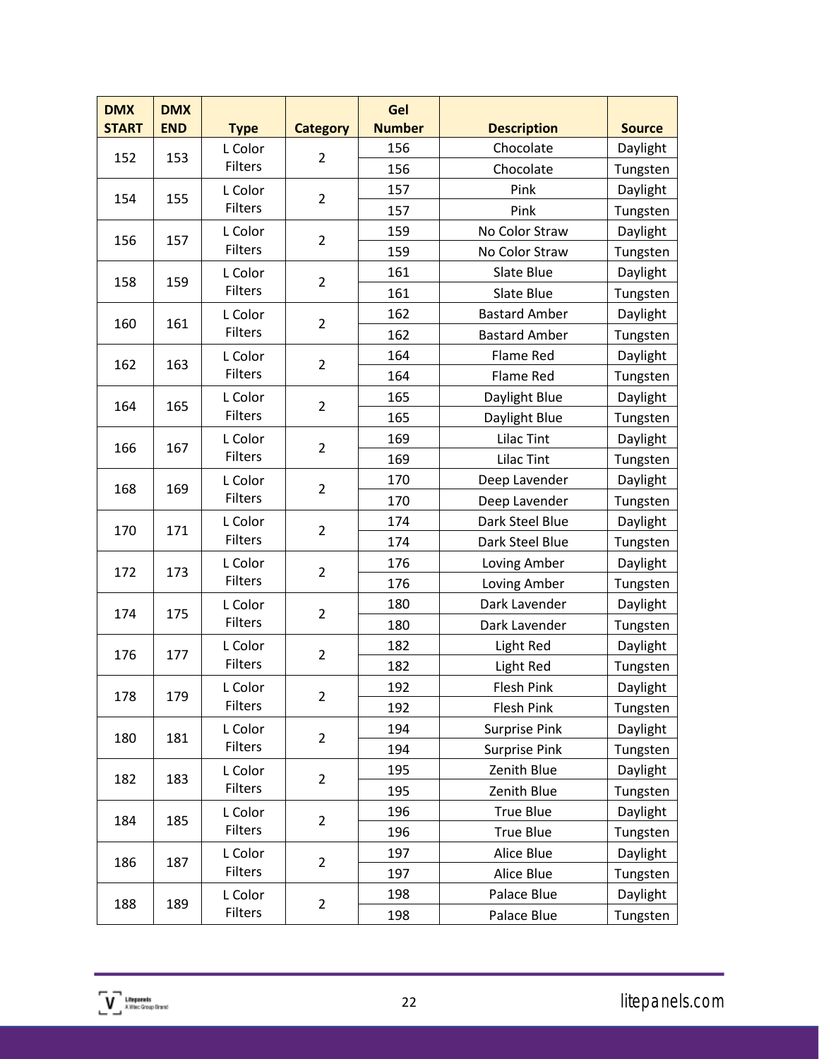| DMX START | DMX END | Type | Category | Gel Number | Description | Source |
|---|---|---|---|---|---|---|
| 152 | 153 | L Color Filters | 2 | 156 | Chocolate | Daylight |
| | | | | 156 | Chocolate | Tungsten |
| 154 | 155 | L Color Filters | 2 | 157 | Pink | Daylight |
| | | | | 157 | Pink | Tungsten |
| 156 | 157 | L Color Filters | 2 | 159 | No Color Straw | Daylight |
| | | | | 159 | No Color Straw | Tungsten |
| 158 | 159 | L Color Filters | 2 | 161 | Slate Blue | Daylight |
| | | | | 161 | Slate Blue | Tungsten |
| 160 | 161 | L Color Filters | 2 | 162 | Bastard Amber | Daylight |
| | | | | 162 | Bastard Amber | Tungsten |
| 162 | 163 | L Color Filters | 2 | 164 | Flame Red | Daylight |
| | | | | 164 | Flame Red | Tungsten |
| 164 | 165 | L Color Filters | 2 | 165 | Daylight Blue | Daylight |
| | | | | 165 | Daylight Blue | Tungsten |
| 166 | 167 | L Color Filters | 2 | 169 | Lilac Tint | Daylight |
| | | | | 169 | Lilac Tint | Tungsten |
| 168 | 169 | L Color Filters | 2 | 170 | Deep Lavender | Daylight |
| | | | | 170 | Deep Lavender | Tungsten |
| 170 | 171 | L Color Filters | 2 | 174 | Dark Steel Blue | Daylight |
| | | | | 174 | Dark Steel Blue | Tungsten |
| 172 | 173 | L Color Filters | 2 | 176 | Loving Amber | Daylight |
| | | | | 176 | Loving Amber | Tungsten |
| 174 | 175 | L Color Filters | 2 | 180 | Dark Lavender | Daylight |
| | | | | 180 | Dark Lavender | Tungsten |
| 176 | 177 | L Color Filters | 2 | 182 | Light Red | Daylight |
| | | | | 182 | Light Red | Tungsten |
| 178 | 179 | L Color Filters | 2 | 192 | Flesh Pink | Daylight |
| | | | | 192 | Flesh Pink | Tungsten |
| 180 | 181 | L Color Filters | 2 | 194 | Surprise Pink | Daylight |
| | | | | 194 | Surprise Pink | Tungsten |
| 182 | 183 | L Color Filters | 2 | 195 | Zenith Blue | Daylight |
| | | | | 195 | Zenith Blue | Tungsten |
| 184 | 185 | L Color Filters | 2 | 196 | True Blue | Daylight |
| | | | | 196 | True Blue | Tungsten |
| 186 | 187 | L Color Filters | 2 | 197 | Alice Blue | Daylight |
| | | | | 197 | Alice Blue | Tungsten |
| 188 | 189 | L Color Filters | 2 | 198 | Palace Blue | Daylight |
| | | | | 198 | Palace Blue | Tungsten |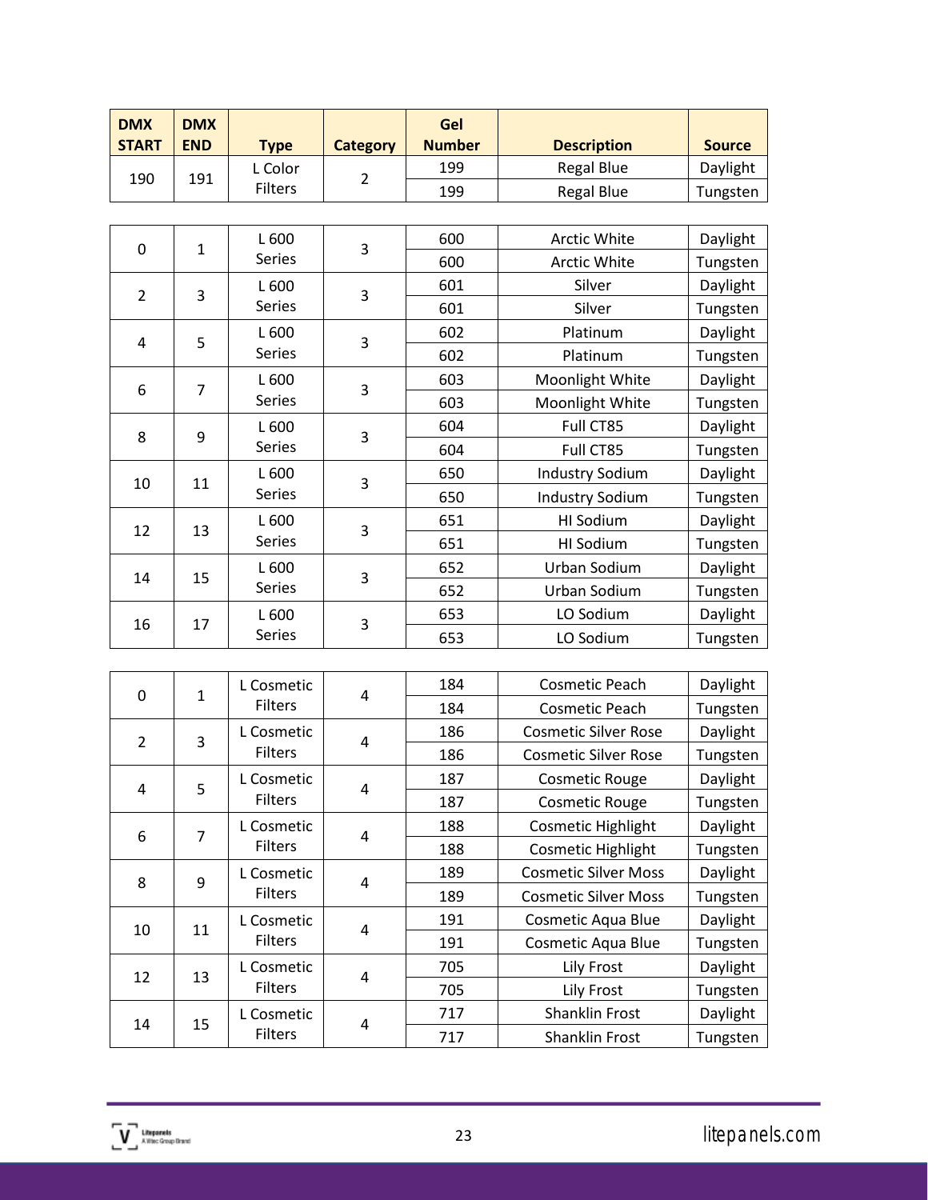| DMX START | DMX END | Type | Category | Gel Number | Description | Source |
|---|---|---|---|---|---|---|
| 190 | 191 | L Color Filters | 2 | 199 | Regal Blue | Daylight |
| | | | | 199 | Regal Blue | Tungsten |

| DMX START | DMX END | Type | Category | Gel Number | Description | Source |
|---|---|---|---|---|---|---|
| 0 | 1 | L 600 Series | 3 | 600 | Arctic White | Daylight |
| | | | | 600 | Arctic White | Tungsten |
| 2 | 3 | L 600 Series | 3 | 601 | Silver | Daylight |
| | | | | 601 | Silver | Tungsten |
| 4 | 5 | L 600 Series | 3 | 602 | Platinum | Daylight |
| | | | | 602 | Platinum | Tungsten |
| 6 | 7 | L 600 Series | 3 | 603 | Moonlight White | Daylight |
| | | | | 603 | Moonlight White | Tungsten |
| 8 | 9 | L 600 Series | 3 | 604 | Full CT85 | Daylight |
| | | | | 604 | Full CT85 | Tungsten |
| 10 | 11 | L 600 Series | 3 | 650 | Industry Sodium | Daylight |
| | | | | 650 | Industry Sodium | Tungsten |
| 12 | 13 | L 600 Series | 3 | 651 | HI Sodium | Daylight |
| | | | | 651 | HI Sodium | Tungsten |
| 14 | 15 | L 600 Series | 3 | 652 | Urban Sodium | Daylight |
| | | | | 652 | Urban Sodium | Tungsten |
| 16 | 17 | L 600 Series | 3 | 653 | LO Sodium | Daylight |
| | | | | 653 | LO Sodium | Tungsten |

| DMX START | DMX END | Type | Category | Gel Number | Description | Source |
|---|---|---|---|---|---|---|
| 0 | 1 | L Cosmetic Filters | 4 | 184 | Cosmetic Peach | Daylight |
| | | | | 184 | Cosmetic Peach | Tungsten |
| 2 | 3 | L Cosmetic Filters | 4 | 186 | Cosmetic Silver Rose | Daylight |
| | | | | 186 | Cosmetic Silver Rose | Tungsten |
| 4 | 5 | L Cosmetic Filters | 4 | 187 | Cosmetic Rouge | Daylight |
| | | | | 187 | Cosmetic Rouge | Tungsten |
| 6 | 7 | L Cosmetic Filters | 4 | 188 | Cosmetic Highlight | Daylight |
| | | | | 188 | Cosmetic Highlight | Tungsten |
| 8 | 9 | L Cosmetic Filters | 4 | 189 | Cosmetic Silver Moss | Daylight |
| | | | | 189 | Cosmetic Silver Moss | Tungsten |
| 10 | 11 | L Cosmetic Filters | 4 | 191 | Cosmetic Aqua Blue | Daylight |
| | | | | 191 | Cosmetic Aqua Blue | Tungsten |
| 12 | 13 | L Cosmetic Filters | 4 | 705 | Lily Frost | Daylight |
| | | | | 705 | Lily Frost | Tungsten |
| 14 | 15 | L Cosmetic Filters | 4 | 717 | Shanklin Frost | Daylight |
| | | | | 717 | Shanklin Frost | Tungsten |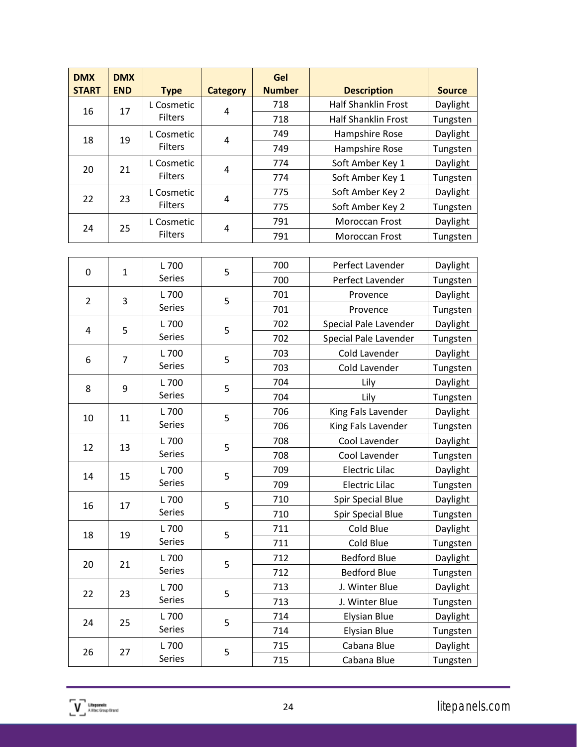| DMX START | DMX END | Type | Category | Gel Number | Description | Source |
|---|---|---|---|---|---|---|
| 16 | 17 | L Cosmetic Filters | 4 | 718 | Half Shanklin Frost | Daylight |
| | | | | 718 | Half Shanklin Frost | Tungsten |
| 18 | 19 | L Cosmetic Filters | 4 | 749 | Hampshire Rose | Daylight |
| | | | | 749 | Hampshire Rose | Tungsten |
| 20 | 21 | L Cosmetic Filters | 4 | 774 | Soft Amber Key 1 | Daylight |
| | | | | 774 | Soft Amber Key 1 | Tungsten |
| 22 | 23 | L Cosmetic Filters | 4 | 775 | Soft Amber Key 2 | Daylight |
| | | | | 775 | Soft Amber Key 2 | Tungsten |
| 24 | 25 | L Cosmetic Filters | 4 | 791 | Moroccan Frost | Daylight |
| | | | | 791 | Moroccan Frost | Tungsten |

| DMX START | DMX END | Type | Category | Gel Number | Description | Source |
|---|---|---|---|---|---|---|
| 0 | 1 | L 700 Series | 5 | 700 | Perfect Lavender | Daylight |
| | | | | 700 | Perfect Lavender | Tungsten |
| 2 | 3 | L 700 Series | 5 | 701 | Provence | Daylight |
| | | | | 701 | Provence | Tungsten |
| 4 | 5 | L 700 Series | 5 | 702 | Special Pale Lavender | Daylight |
| | | | | 702 | Special Pale Lavender | Tungsten |
| 6 | 7 | L 700 Series | 5 | 703 | Cold Lavender | Daylight |
| | | | | 703 | Cold Lavender | Tungsten |
| 8 | 9 | L 700 Series | 5 | 704 | Lily | Daylight |
| | | | | 704 | Lily | Tungsten |
| 10 | 11 | L 700 Series | 5 | 706 | King Fals Lavender | Daylight |
| | | | | 706 | King Fals Lavender | Tungsten |
| 12 | 13 | L 700 Series | 5 | 708 | Cool Lavender | Daylight |
| | | | | 708 | Cool Lavender | Tungsten |
| 14 | 15 | L 700 Series | 5 | 709 | Electric Lilac | Daylight |
| | | | | 709 | Electric Lilac | Tungsten |
| 16 | 17 | L 700 Series | 5 | 710 | Spir Special Blue | Daylight |
| | | | | 710 | Spir Special Blue | Tungsten |
| 18 | 19 | L 700 Series | 5 | 711 | Cold Blue | Daylight |
| | | | | 711 | Cold Blue | Tungsten |
| 20 | 21 | L 700 Series | 5 | 712 | Bedford Blue | Daylight |
| | | | | 712 | Bedford Blue | Tungsten |
| 22 | 23 | L 700 Series | 5 | 713 | J. Winter Blue | Daylight |
| | | | | 713 | J. Winter Blue | Tungsten |
| 24 | 25 | L 700 Series | 5 | 714 | Elysian Blue | Daylight |
| | | | | 714 | Elysian Blue | Tungsten |
| 26 | 27 | L 700 Series | 5 | 715 | Cabana Blue | Daylight |
| | | | | 715 | Cabana Blue | Tungsten |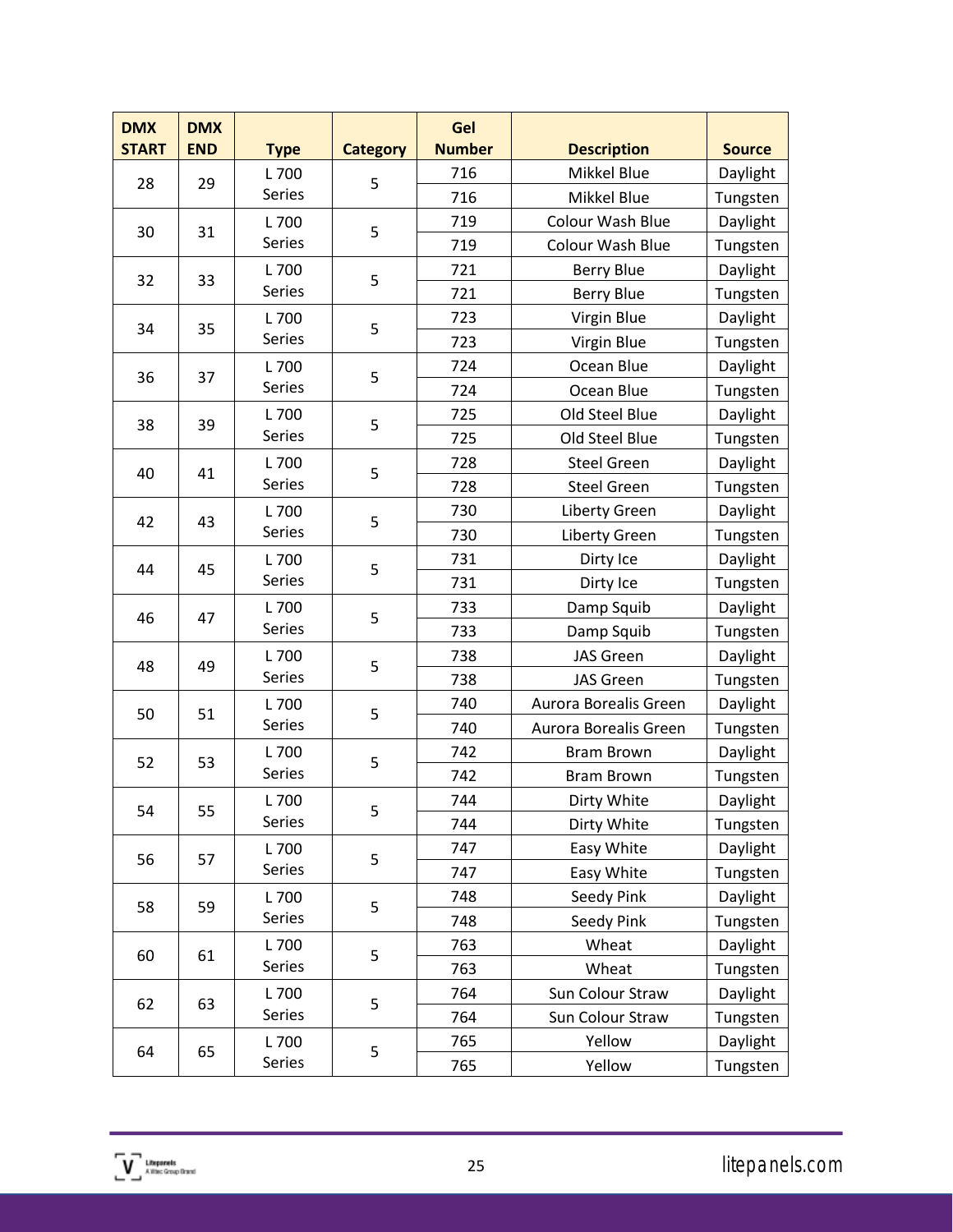| DMX START | DMX END | Type | Category | Gel Number | Description | Source |
|---|---|---|---|---|---|---|
| 28 | 29 | L 700 Series | 5 | 716 | Mikkel Blue | Daylight |
| | | | | 716 | Mikkel Blue | Tungsten |
| 30 | 31 | L 700 Series | 5 | 719 | Colour Wash Blue | Daylight |
| | | | | 719 | Colour Wash Blue | Tungsten |
| 32 | 33 | L 700 Series | 5 | 721 | Berry Blue | Daylight |
| | | | | 721 | Berry Blue | Tungsten |
| 34 | 35 | L 700 Series | 5 | 723 | Virgin Blue | Daylight |
| | | | | 723 | Virgin Blue | Tungsten |
| 36 | 37 | L 700 Series | 5 | 724 | Ocean Blue | Daylight |
| | | | | 724 | Ocean Blue | Tungsten |
| 38 | 39 | L 700 Series | 5 | 725 | Old Steel Blue | Daylight |
| | | | | 725 | Old Steel Blue | Tungsten |
| 40 | 41 | L 700 Series | 5 | 728 | Steel Green | Daylight |
| | | | | 728 | Steel Green | Tungsten |
| 42 | 43 | L 700 Series | 5 | 730 | Liberty Green | Daylight |
| | | | | 730 | Liberty Green | Tungsten |
| 44 | 45 | L 700 Series | 5 | 731 | Dirty Ice | Daylight |
| | | | | 731 | Dirty Ice | Tungsten |
| 46 | 47 | L 700 Series | 5 | 733 | Damp Squib | Daylight |
| | | | | 733 | Damp Squib | Tungsten |
| 48 | 49 | L 700 Series | 5 | 738 | JAS Green | Daylight |
| | | | | 738 | JAS Green | Tungsten |
| 50 | 51 | L 700 Series | 5 | 740 | Aurora Borealis Green | Daylight |
| | | | | 740 | Aurora Borealis Green | Tungsten |
| 52 | 53 | L 700 Series | 5 | 742 | Bram Brown | Daylight |
| | | | | 742 | Bram Brown | Tungsten |
| 54 | 55 | L 700 Series | 5 | 744 | Dirty White | Daylight |
| | | | | 744 | Dirty White | Tungsten |
| 56 | 57 | L 700 Series | 5 | 747 | Easy White | Daylight |
| | | | | 747 | Easy White | Tungsten |
| 58 | 59 | L 700 Series | 5 | 748 | Seedy Pink | Daylight |
| | | | | 748 | Seedy Pink | Tungsten |
| 60 | 61 | L 700 Series | 5 | 763 | Wheat | Daylight |
| | | | | 763 | Wheat | Tungsten |
| 62 | 63 | L 700 Series | 5 | 764 | Sun Colour Straw | Daylight |
| | | | | 764 | Sun Colour Straw | Tungsten |
| 64 | 65 | L 700 Series | 5 | 765 | Yellow | Daylight |
| | | | | 765 | Yellow | Tungsten |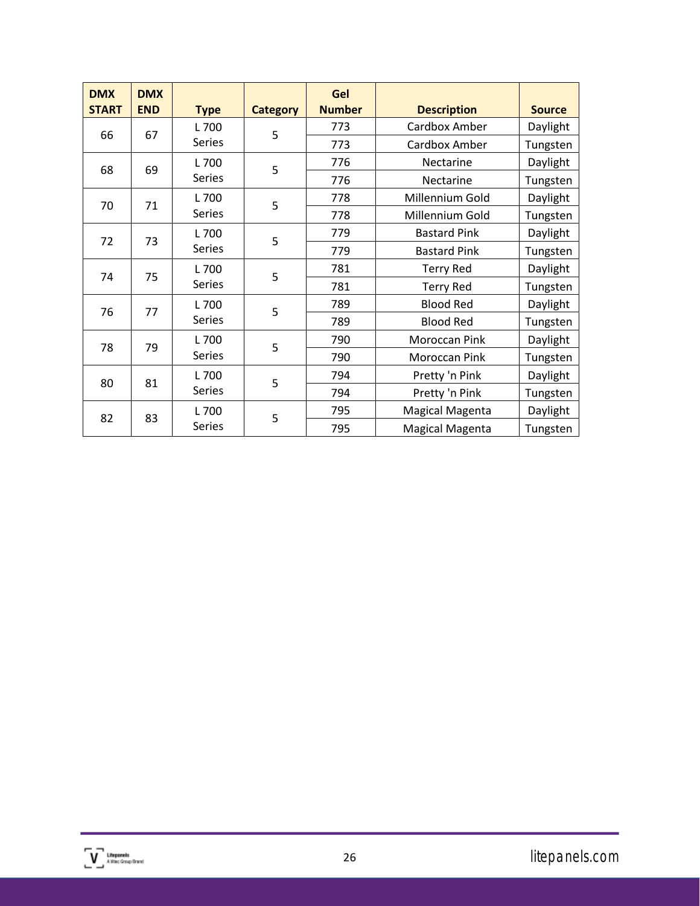| DMX START | DMX END | Type | Category | Gel Number | Description | Source |
|---|---|---|---|---|---|---|
| 66 | 67 | L 700 Series | 5 | 773 | Cardbox Amber | Daylight |
| | | | | 773 | Cardbox Amber | Tungsten |
| 68 | 69 | L 700 Series | 5 | 776 | Nectarine | Daylight |
| | | | | 776 | Nectarine | Tungsten |
| 70 | 71 | L 700 Series | 5 | 778 | Millennium Gold | Daylight |
| | | | | 778 | Millennium Gold | Tungsten |
| 72 | 73 | L 700 Series | 5 | 779 | Bastard Pink | Daylight |
| | | | | 779 | Bastard Pink | Tungsten |
| 74 | 75 | L 700 Series | 5 | 781 | Terry Red | Daylight |
| | | | | 781 | Terry Red | Tungsten |
| 76 | 77 | L 700 Series | 5 | 789 | Blood Red | Daylight |
| | | | | 789 | Blood Red | Tungsten |
| 78 | 79 | L 700 Series | 5 | 790 | Moroccan Pink | Daylight |
| | | | | 790 | Moroccan Pink | Tungsten |
| 80 | 81 | L 700 Series | 5 | 794 | Pretty 'n Pink | Daylight |
| | | | | 794 | Pretty 'n Pink | Tungsten |
| 82 | 83 | L 700 Series | 5 | 795 | Magical Magenta | Daylight |
| | | | | 795 | Magical Magenta | Tungsten |